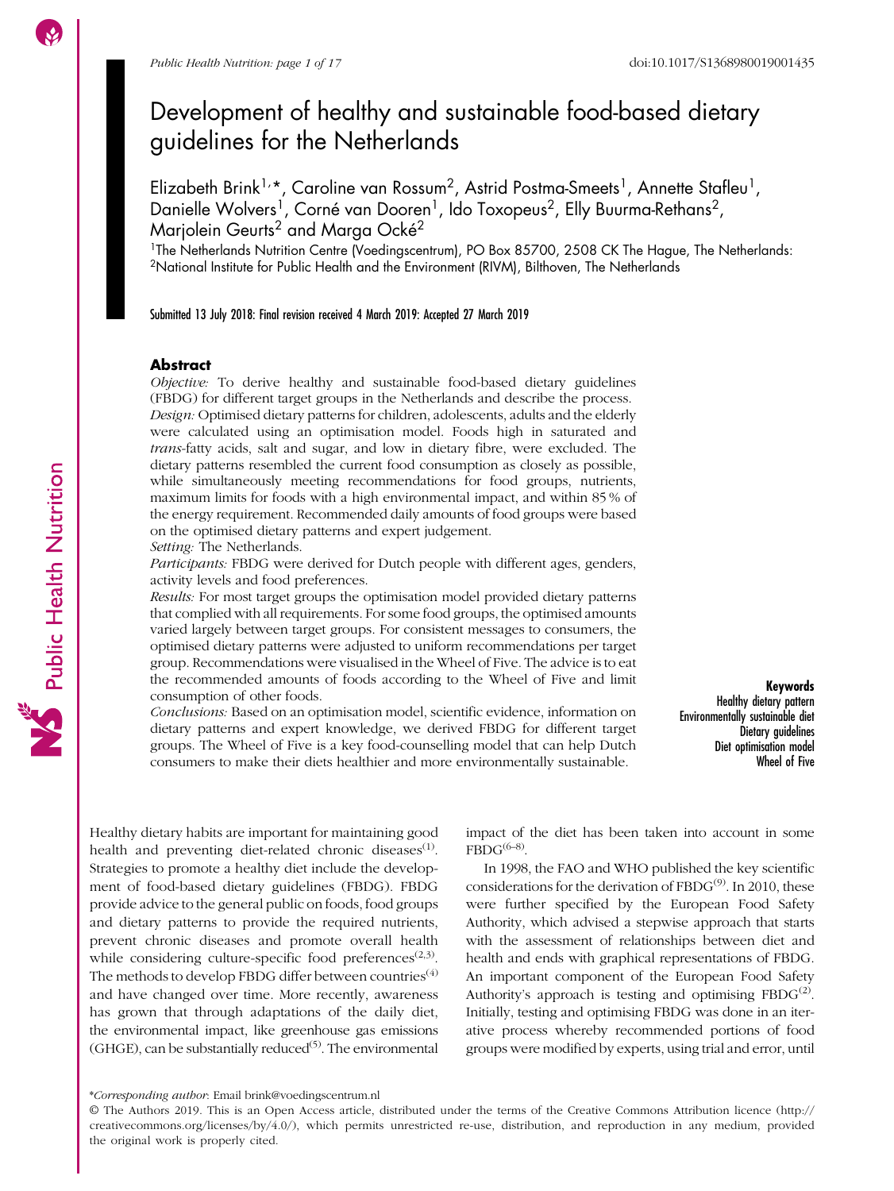# Development of healthy and sustainable food-based dietary guidelines for the Netherlands

Elizabeth Brink[1,*], Caroline van Rossum[2], Astrid Postma-Smeets[1], Annette Stafleu[1], Danielle Wolvers[1], Corné van Dooren[1], Ido Toxopeus[2], Elly Buurma-Rethans[2], Marjolein Geurts[2] and Marga Ocké[2]

[1]The Netherlands Nutrition Centre (Voedingscentrum), PO Box 85700, 2508 CK The Hague, The Netherlands: [2]National Institute for Public Health and the Environment (RIVM), Bilthoven, The Netherlands

Submitted 13 July 2018: Final revision received 4 March 2019: Accepted 27 March 2019

## Abstract

*Objective:* To derive healthy and sustainable food-based dietary guidelines (FBDG) for different target groups in the Netherlands and describe the process.

*Design:* Optimised dietary patterns for children, adolescents, adults and the elderly were calculated using an optimisation model. Foods high in saturated and *trans*-fatty acids, salt and sugar, and low in dietary fibre, were excluded. The dietary patterns resembled the current food consumption as closely as possible, while simultaneously meeting recommendations for food groups, nutrients, maximum limits for foods with a high environmental impact, and within 85 % of the energy requirement. Recommended daily amounts of food groups were based on the optimised dietary patterns and expert judgement.

*Setting:* The Netherlands.

*Participants:* FBDG were derived for Dutch people with different ages, genders, activity levels and food preferences.

*Results:* For most target groups the optimisation model provided dietary patterns that complied with all requirements. For some food groups, the optimised amounts varied largely between target groups. For consistent messages to consumers, the optimised dietary patterns were adjusted to uniform recommendations per target group. Recommendations were visualised in the Wheel of Five. The advice is to eat the recommended amounts of foods according to the Wheel of Five and limit consumption of other foods.

*Conclusions:* Based on an optimisation model, scientific evidence, information on dietary patterns and expert knowledge, we derived FBDG for different target groups. The Wheel of Five is a key food-counselling model that can help Dutch consumers to make their diets healthier and more environmentally sustainable.

**Keywords**
Healthy dietary pattern
Environmentally sustainable diet
Dietary guidelines
Diet optimisation model
Wheel of Five

Healthy dietary habits are important for maintaining good health and preventing diet-related chronic diseases[1]. Strategies to promote a healthy diet include the development of food-based dietary guidelines (FBDG). FBDG provide advice to the general public on foods, food groups and dietary patterns to provide the required nutrients, prevent chronic diseases and promote overall health while considering culture-specific food preferences[2,3]. The methods to develop FBDG differ between countries[4] and have changed over time. More recently, awareness has grown that through adaptations of the daily diet, the environmental impact, like greenhouse gas emissions (GHGE), can be substantially reduced[5]. The environmental impact of the diet has been taken into account in some FBDG[6–8].

In 1998, the FAO and WHO published the key scientific considerations for the derivation of FBDG[9]. In 2010, these were further specified by the European Food Safety Authority, which advised a stepwise approach that starts with the assessment of relationships between diet and health and ends with graphical representations of FBDG. An important component of the European Food Safety Authority's approach is testing and optimising FBDG[2]. Initially, testing and optimising FBDG was done in an iterative process whereby recommended portions of food groups were modified by experts, using trial and error, until

*Corresponding author: Email brink@voedingscentrum.nl

© The Authors 2019. This is an Open Access article, distributed under the terms of the Creative Commons Attribution licence (http://creativecommons.org/licenses/by/4.0/), which permits unrestricted re-use, distribution, and reproduction in any medium, provided the original work is properly cited.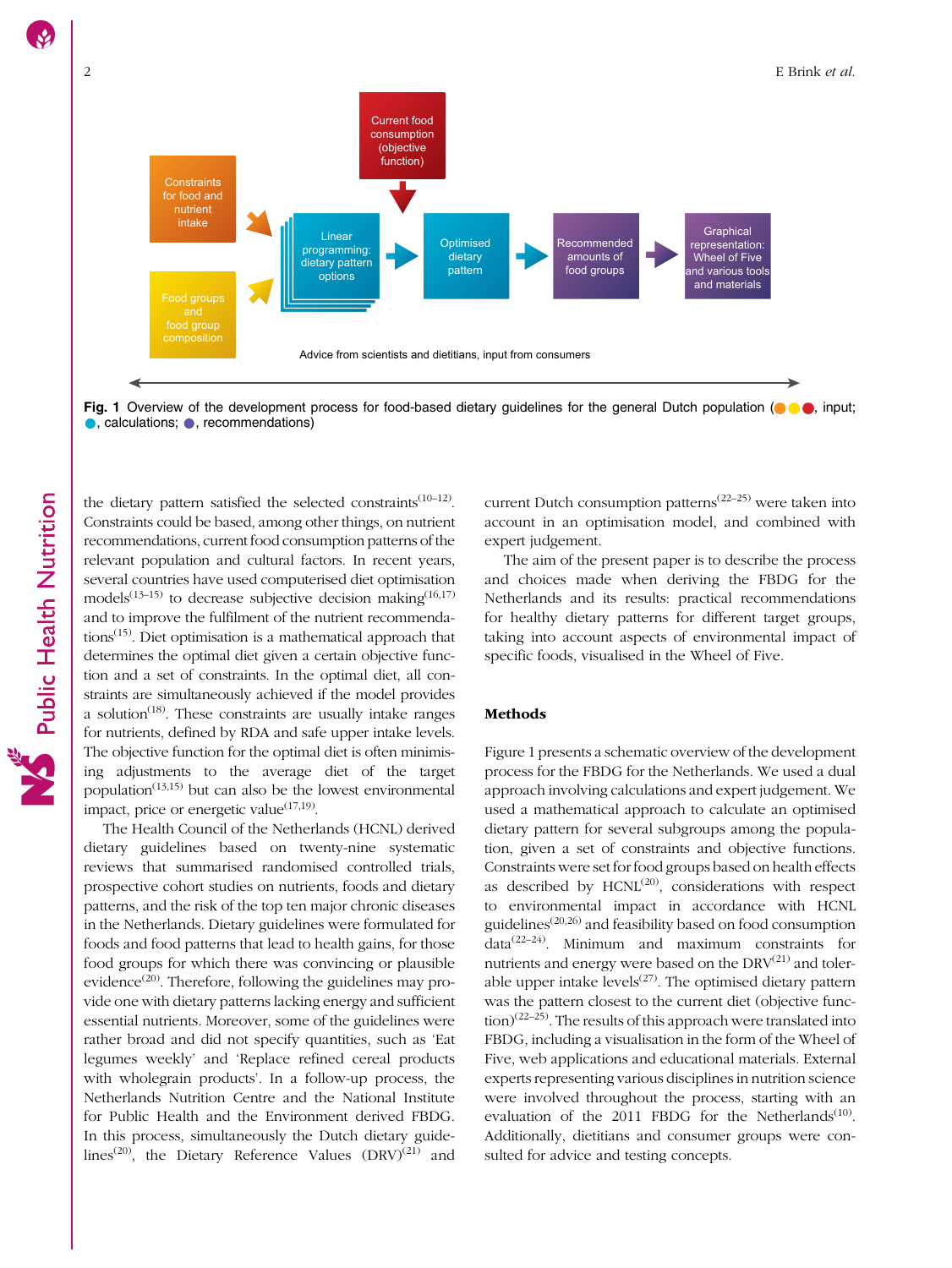Current food consumption (objective function)

Constraints for food and nutrient intake

Food groups and food group composition

Linear programming: dietary pattern options

Optimised dietary pattern

Recommended amounts of food groups

Graphical representation: Wheel of Five and various tools and materials

Advice from scientists and dietitians, input from consumers

**Fig. 1** Overview of the development process for food-based dietary guidelines for the general Dutch population (●●●, input; ●, calculations; ●, recommendations)

the dietary pattern satisfied the selected constraints[10–12]. Constraints could be based, among other things, on nutrient recommendations, current food consumption patterns of the relevant population and cultural factors. In recent years, several countries have used computerised diet optimisation models[13–15] to decrease subjective decision making[16,17] and to improve the fulfilment of the nutrient recommendations[15]. Diet optimisation is a mathematical approach that determines the optimal diet given a certain objective function and a set of constraints. In the optimal diet, all constraints are simultaneously achieved if the model provides a solution[18]. These constraints are usually intake ranges for nutrients, defined by RDA and safe upper intake levels. The objective function for the optimal diet is often minimising adjustments to the average diet of the target population[13,15] but can also be the lowest environmental impact, price or energetic value[17,19].

The Health Council of the Netherlands (HCNL) derived dietary guidelines based on twenty-nine systematic reviews that summarised randomised controlled trials, prospective cohort studies on nutrients, foods and dietary patterns, and the risk of the top ten major chronic diseases in the Netherlands. Dietary guidelines were formulated for foods and food patterns that lead to health gains, for those food groups for which there was convincing or plausible evidence[20]. Therefore, following the guidelines may provide one with dietary patterns lacking energy and sufficient essential nutrients. Moreover, some of the guidelines were rather broad and did not specify quantities, such as 'Eat legumes weekly' and 'Replace refined cereal products with wholegrain products'. In a follow-up process, the Netherlands Nutrition Centre and the National Institute for Public Health and the Environment derived FBDG. In this process, simultaneously the Dutch dietary guidelines[20], the Dietary Reference Values (DRV)[21] and current Dutch consumption patterns[22–25] were taken into account in an optimisation model, and combined with expert judgement.

The aim of the present paper is to describe the process and choices made when deriving the FBDG for the Netherlands and its results: practical recommendations for healthy dietary patterns for different target groups, taking into account aspects of environmental impact of specific foods, visualised in the Wheel of Five.

## Methods

Figure 1 presents a schematic overview of the development process for the FBDG for the Netherlands. We used a dual approach involving calculations and expert judgement. We used a mathematical approach to calculate an optimised dietary pattern for several subgroups among the population, given a set of constraints and objective functions. Constraints were set for food groups based on health effects as described by HCNL[20], considerations with respect to environmental impact in accordance with HCNL guidelines[20,26] and feasibility based on food consumption data[22–24]. Minimum and maximum constraints for nutrients and energy were based on the DRV[21] and tolerable upper intake levels[27]. The optimised dietary pattern was the pattern closest to the current diet (objective function)[22–25]. The results of this approach were translated into FBDG, including a visualisation in the form of the Wheel of Five, web applications and educational materials. External experts representing various disciplines in nutrition science were involved throughout the process, starting with an evaluation of the 2011 FBDG for the Netherlands[10]. Additionally, dietitians and consumer groups were consulted for advice and testing concepts.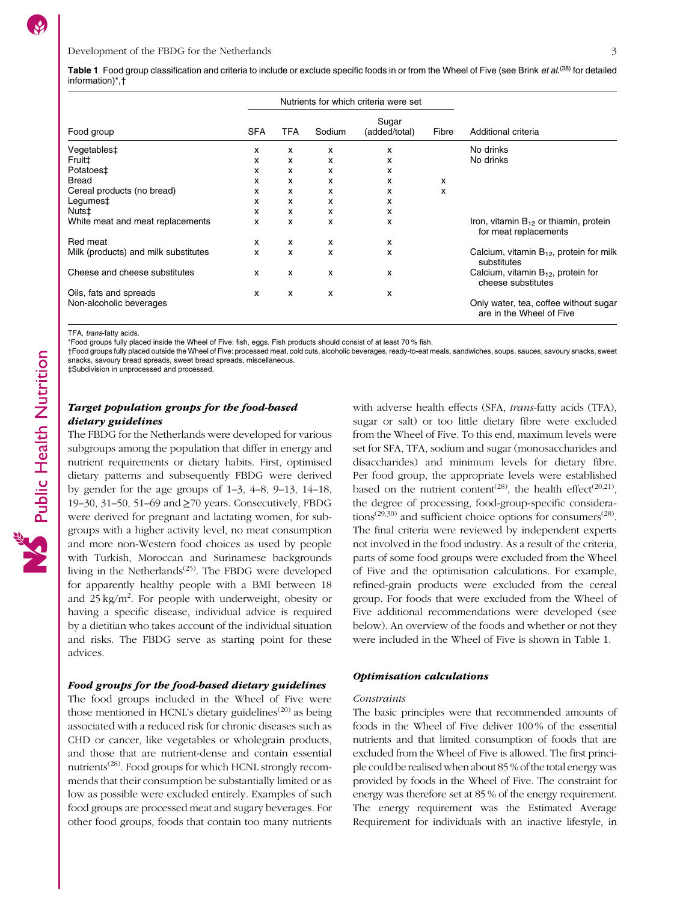**Table 1** Food group classification and criteria to include or exclude specific foods in or from the Wheel of Five (see Brink *et al.*[38] for detailed information)*,†

| | Nutrients for which criteria were set | | | | | |
|---|---|---|---|---|---|---|
| Food group | SFA | TFA | Sodium | Sugar (added/total) | Fibre | Additional criteria |
| Vegetables‡ | x | x | x | x | | No drinks |
| Fruit‡ | x | x | x | x | | No drinks |
| Potatoes‡ | x | x | x | x | | |
| Bread | x | x | x | x | x | |
| Cereal products (no bread) | x | x | x | x | x | |
| Legumes‡ | x | x | x | x | | |
| Nuts‡ | x | x | x | x | | |
| White meat and meat replacements | x | x | x | x | | Iron, vitamin $B_{12}$ or thiamin, protein for meat replacements |
| Red meat | x | x | x | x | | |
| Milk (products) and milk substitutes | x | x | x | x | | Calcium, vitamin $B_{12}$, protein for milk substitutes |
| Cheese and cheese substitutes | x | x | x | x | | Calcium, vitamin $B_{12}$, protein for cheese substitutes |
| Oils, fats and spreads | x | x | x | x | | |
| Non-alcoholic beverages | | | | | | Only water, tea, coffee without sugar are in the Wheel of Five |

TFA, *trans*-fatty acids.
*Food groups fully placed inside the Wheel of Five: fish, eggs. Fish products should consist of at least 70 % fish.
†Food groups fully placed outside the Wheel of Five: processed meat, cold cuts, alcoholic beverages, ready-to-eat meals, sandwiches, soups, sauces, savoury snacks, sweet snacks, savoury bread spreads, sweet bread spreads, miscellaneous.
‡Subdivision in unprocessed and processed.

### *Target population groups for the food-based dietary guidelines*

The FBDG for the Netherlands were developed for various subgroups among the population that differ in energy and nutrient requirements or dietary habits. First, optimised dietary patterns and subsequently FBDG were derived by gender for the age groups of 1–3, 4–8, 9–13, 14–18, 19–30, 31–50, 51–69 and ≥70 years. Consecutively, FBDG were derived for pregnant and lactating women, for subgroups with a higher activity level, no meat consumption and more non-Western food choices as used by people with Turkish, Moroccan and Surinamese backgrounds living in the Netherlands[25]. The FBDG were developed for apparently healthy people with a BMI between 18 and 25 kg/m$^2$. For people with underweight, obesity or having a specific disease, individual advice is required by a dietitian who takes account of the individual situation and risks. The FBDG serve as starting point for these advices.

### *Food groups for the food-based dietary guidelines*

The food groups included in the Wheel of Five were those mentioned in HCNL's dietary guidelines[20] as being associated with a reduced risk for chronic diseases such as CHD or cancer, like vegetables or wholegrain products, and those that are nutrient-dense and contain essential nutrients[28]. Food groups for which HCNL strongly recommends that their consumption be substantially limited or as low as possible were excluded entirely. Examples of such food groups are processed meat and sugary beverages. For other food groups, foods that contain too many nutrients with adverse health effects (SFA, *trans*-fatty acids (TFA), sugar or salt) or too little dietary fibre were excluded from the Wheel of Five. To this end, maximum levels were set for SFA, TFA, sodium and sugar (monosaccharides and disaccharides) and minimum levels for dietary fibre. Per food group, the appropriate levels were established based on the nutrient content[28], the health effect[20,21], the degree of processing, food-group-specific considerations[29,30] and sufficient choice options for consumers[28]. The final criteria were reviewed by independent experts not involved in the food industry. As a result of the criteria, parts of some food groups were excluded from the Wheel of Five and the optimisation calculations. For example, refined-grain products were excluded from the cereal group. For foods that were excluded from the Wheel of Five additional recommendations were developed (see below). An overview of the foods and whether or not they were included in the Wheel of Five is shown in Table 1.

### *Optimisation calculations*

#### *Constraints*

The basic principles were that recommended amounts of foods in the Wheel of Five deliver 100 % of the essential nutrients and that limited consumption of foods that are excluded from the Wheel of Five is allowed. The first principle could be realised when about 85 % of the total energy was provided by foods in the Wheel of Five. The constraint for energy was therefore set at 85 % of the energy requirement. The energy requirement was the Estimated Average Requirement for individuals with an inactive lifestyle, in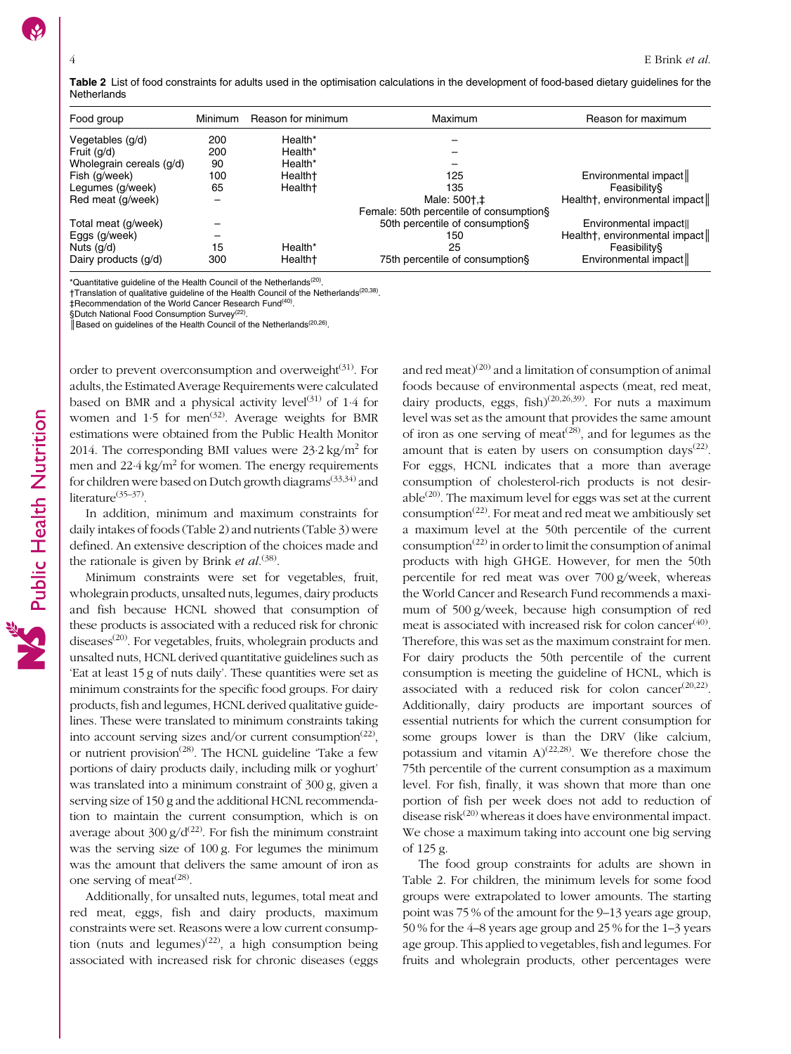**Table 2** List of food constraints for adults used in the optimisation calculations in the development of food-based dietary guidelines for the Netherlands

| Food group | Minimum | Reason for minimum | Maximum | Reason for maximum |
|---|---|---|---|---|
| Vegetables (g/d) | 200 | Health* | – | |
| Fruit (g/d) | 200 | Health* | – | |
| Wholegrain cereals (g/d) | 90 | Health* | – | |
| Fish (g/week) | 100 | Health† | 125 | Environmental impact‖ |
| Legumes (g/week) | 65 | Health† | 135 | Feasibility§ |
| Red meat (g/week) | – | | Male: 500†,‡<br>Female: 50th percentile of consumption§ | Health†, environmental impact‖ |
| Total meat (g/week) | – | | 50th percentile of consumption§ | Environmental impact‖ |
| Eggs (g/week) | – | | 150 | Health†, environmental impact‖ |
| Nuts (g/d) | 15 | Health* | 25 | Feasibility§ |
| Dairy products (g/d) | 300 | Health† | 75th percentile of consumption§ | Environmental impact‖ |

*Quantitative guideline of the Health Council of the Netherlands[20].
†Translation of qualitative guideline of the Health Council of the Netherlands[20,38].
‡Recommendation of the World Cancer Research Fund[40].
§Dutch National Food Consumption Survey[22].
‖Based on guidelines of the Health Council of the Netherlands[20,26].

order to prevent overconsumption and overweight[31]. For adults, the Estimated Average Requirements were calculated based on BMR and a physical activity level[31] of 1·4 for women and 1·5 for men[32]. Average weights for BMR estimations were obtained from the Public Health Monitor 2014. The corresponding BMI values were 23·2 kg/m$^2$ for men and 22·4 kg/m$^2$ for women. The energy requirements for children were based on Dutch growth diagrams[33,34] and literature[35–37].

In addition, minimum and maximum constraints for daily intakes of foods (Table 2) and nutrients (Table 3) were defined. An extensive description of the choices made and the rationale is given by Brink *et al.*[38].

Minimum constraints were set for vegetables, fruit, wholegrain products, unsalted nuts, legumes, dairy products and fish because HCNL showed that consumption of these products is associated with a reduced risk for chronic diseases[20]. For vegetables, fruits, wholegrain products and unsalted nuts, HCNL derived quantitative guidelines such as 'Eat at least 15 g of nuts daily'. These quantities were set as minimum constraints for the specific food groups. For dairy products, fish and legumes, HCNL derived qualitative guidelines. These were translated to minimum constraints taking into account serving sizes and/or current consumption[22], or nutrient provision[28]. The HCNL guideline 'Take a few portions of dairy products daily, including milk or yoghurt' was translated into a minimum constraint of 300 g, given a serving size of 150 g and the additional HCNL recommendation to maintain the current consumption, which is on average about 300 g/d[22]. For fish the minimum constraint was the serving size of 100 g. For legumes the minimum was the amount that delivers the same amount of iron as one serving of meat[28].

Additionally, for unsalted nuts, legumes, total meat and red meat, eggs, fish and dairy products, maximum constraints were set. Reasons were a low current consumption (nuts and legumes)[22], a high consumption being associated with increased risk for chronic diseases (eggs and red meat)[20] and a limitation of consumption of animal foods because of environmental aspects (meat, red meat, dairy products, eggs, fish)[20,26,39]. For nuts a maximum level was set as the amount that provides the same amount of iron as one serving of meat[28], and for legumes as the amount that is eaten by users on consumption days[22]. For eggs, HCNL indicates that a more than average consumption of cholesterol-rich products is not desirable[20]. The maximum level for eggs was set at the current consumption[22]. For meat and red meat we ambitiously set a maximum level at the 50th percentile of the current consumption[22] in order to limit the consumption of animal products with high GHGE. However, for men the 50th percentile for red meat was over 700 g/week, whereas the World Cancer and Research Fund recommends a maximum of 500 g/week, because high consumption of red meat is associated with increased risk for colon cancer[40]. Therefore, this was set as the maximum constraint for men. For dairy products the 50th percentile of the current consumption is meeting the guideline of HCNL, which is associated with a reduced risk for colon cancer[20,22]. Additionally, dairy products are important sources of essential nutrients for which the current consumption for some groups lower is than the DRV (like calcium, potassium and vitamin A)[22,28]. We therefore chose the 75th percentile of the current consumption as a maximum level. For fish, finally, it was shown that more than one portion of fish per week does not add to reduction of disease risk[20] whereas it does have environmental impact. We chose a maximum taking into account one big serving of 125 g.

The food group constraints for adults are shown in Table 2. For children, the minimum levels for some food groups were extrapolated to lower amounts. The starting point was 75 % of the amount for the 9–13 years age group, 50 % for the 4–8 years age group and 25 % for the 1–3 years age group. This applied to vegetables, fish and legumes. For fruits and wholegrain products, other percentages were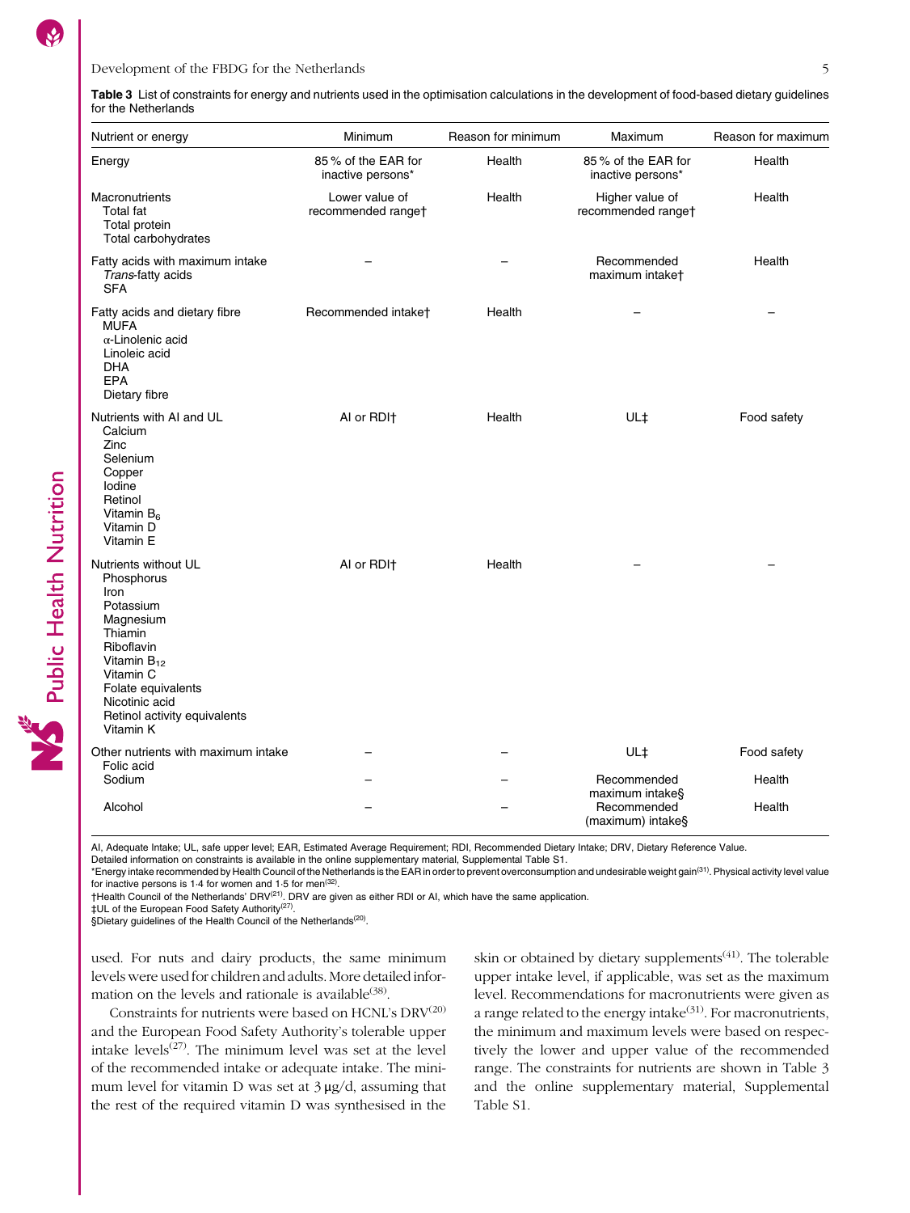**Table 3** List of constraints for energy and nutrients used in the optimisation calculations in the development of food-based dietary guidelines for the Netherlands

| Nutrient or energy | Minimum | Reason for minimum | Maximum | Reason for maximum |
|---|---|---|---|---|
| Energy | 85 % of the EAR for inactive persons* | Health | 85 % of the EAR for inactive persons* | Health |
| Macronutrients<br>Total fat<br>Total protein<br>Total carbohydrates | Lower value of recommended range† | Health | Higher value of recommended range† | Health |
| Fatty acids with maximum intake<br>*Trans*-fatty acids<br>SFA | – | – | Recommended maximum intake† | Health |
| Fatty acids and dietary fibre<br>MUFA<br>α-Linolenic acid<br>Linoleic acid<br>DHA<br>EPA<br>Dietary fibre | Recommended intake† | Health | – | – |
| Nutrients with AI and UL<br>Calcium<br>Zinc<br>Selenium<br>Copper<br>Iodine<br>Retinol<br>Vitamin $B_6$<br>Vitamin D<br>Vitamin E | AI or RDI† | Health | UL‡ | Food safety |
| Nutrients without UL<br>Phosphorus<br>Iron<br>Potassium<br>Magnesium<br>Thiamin<br>Riboflavin<br>Vitamin $B_{12}$<br>Vitamin C<br>Folate equivalents<br>Nicotinic acid<br>Retinol activity equivalents<br>Vitamin K | AI or RDI† | Health | – | – |
| Other nutrients with maximum intake<br>Folic acid | – | – | UL‡ | Food safety |
| Sodium | – | – | Recommended maximum intake§ | Health |
| Alcohol | – | – | Recommended (maximum) intake§ | Health |

AI, Adequate Intake; UL, safe upper level; EAR, Estimated Average Requirement; RDI, Recommended Dietary Intake; DRV, Dietary Reference Value.
Detailed information on constraints is available in the online supplementary material, Supplemental Table S1.
*Energy intake recommended by Health Council of the Netherlands is the EAR in order to prevent overconsumption and undesirable weight gain[31]. Physical activity level value for inactive persons is 1·4 for women and 1·5 for men[32].
†Health Council of the Netherlands' DRV[21]. DRV are given as either RDI or AI, which have the same application.
‡UL of the European Food Safety Authority[27].
§Dietary guidelines of the Health Council of the Netherlands[20].

used. For nuts and dairy products, the same minimum levels were used for children and adults. More detailed information on the levels and rationale is available[38].

Constraints for nutrients were based on HCNL's DRV[20] and the European Food Safety Authority's tolerable upper intake levels[27]. The minimum level was set at the level of the recommended intake or adequate intake. The minimum level for vitamin D was set at 3 μg/d, assuming that the rest of the required vitamin D was synthesised in the skin or obtained by dietary supplements[41]. The tolerable upper intake level, if applicable, was set as the maximum level. Recommendations for macronutrients were given as a range related to the energy intake[31]. For macronutrients, the minimum and maximum levels were based on respectively the lower and upper value of the recommended range. The constraints for nutrients are shown in Table 3 and the online supplementary material, Supplemental Table S1.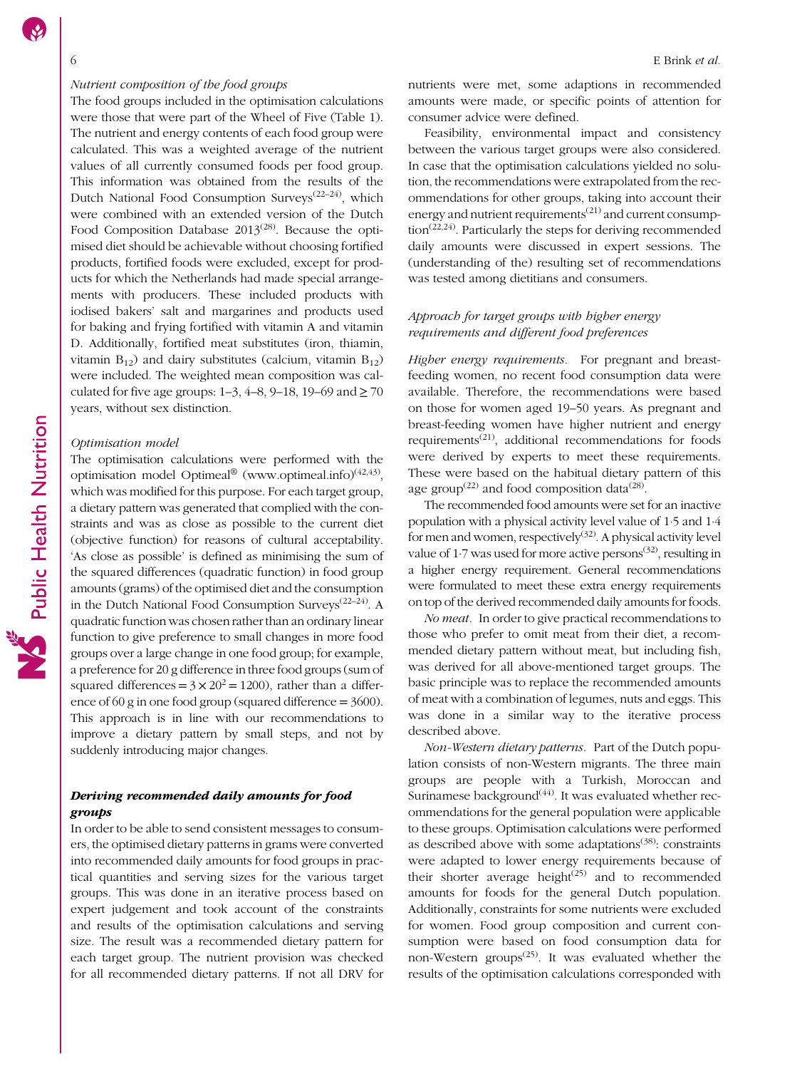*Nutrient composition of the food groups*

The food groups included in the optimisation calculations were those that were part of the Wheel of Five (Table 1). The nutrient and energy contents of each food group were calculated. This was a weighted average of the nutrient values of all currently consumed foods per food group. This information was obtained from the results of the Dutch National Food Consumption Surveys[22–24], which were combined with an extended version of the Dutch Food Composition Database 2013[28]. Because the optimised diet should be achievable without choosing fortified products, fortified foods were excluded, except for products for which the Netherlands had made special arrangements with producers. These included products with iodised bakers' salt and margarines and products used for baking and frying fortified with vitamin A and vitamin D. Additionally, fortified meat substitutes (iron, thiamin, vitamin $B_{12}$) and dairy substitutes (calcium, vitamin $B_{12}$) were included. The weighted mean composition was calculated for five age groups: 1–3, 4–8, 9–18, 19–69 and ≥ 70 years, without sex distinction.

*Optimisation model*

The optimisation calculations were performed with the optimisation model Optimeal® (www.optimeal.info)[42,43], which was modified for this purpose. For each target group, a dietary pattern was generated that complied with the constraints and was as close as possible to the current diet (objective function) for reasons of cultural acceptability. 'As close as possible' is defined as minimising the sum of the squared differences (quadratic function) in food group amounts (grams) of the optimised diet and the consumption in the Dutch National Food Consumption Surveys[22–24]. A quadratic function was chosen rather than an ordinary linear function to give preference to small changes in more food groups over a large change in one food group; for example, a preference for 20 g difference in three food groups (sum of squared differences = $3 \times 20^2 = 1200$), rather than a difference of 60 g in one food group (squared difference = 3600). This approach is in line with our recommendations to improve a dietary pattern by small steps, and not by suddenly introducing major changes.

### ***Deriving recommended daily amounts for food groups***

In order to be able to send consistent messages to consumers, the optimised dietary patterns in grams were converted into recommended daily amounts for food groups in practical quantities and serving sizes for the various target groups. This was done in an iterative process based on expert judgement and took account of the constraints and results of the optimisation calculations and serving size. The result was a recommended dietary pattern for each target group. The nutrient provision was checked for all recommended dietary patterns. If not all DRV for nutrients were met, some adaptions in recommended amounts were made, or specific points of attention for consumer advice were defined.

Feasibility, environmental impact and consistency between the various target groups were also considered. In case that the optimisation calculations yielded no solution, the recommendations were extrapolated from the recommendations for other groups, taking into account their energy and nutrient requirements[21] and current consumption[22,24]. Particularly the steps for deriving recommended daily amounts were discussed in expert sessions. The (understanding of the) resulting set of recommendations was tested among dietitians and consumers.

*Approach for target groups with higher energy requirements and different food preferences*

*Higher energy requirements.* For pregnant and breast-feeding women, no recent food consumption data were available. Therefore, the recommendations were based on those for women aged 19–50 years. As pregnant and breast-feeding women have higher nutrient and energy requirements[21], additional recommendations for foods were derived by experts to meet these requirements. These were based on the habitual dietary pattern of this age group[22] and food composition data[28].

The recommended food amounts were set for an inactive population with a physical activity level value of 1·5 and 1·4 for men and women, respectively[32]. A physical activity level value of 1·7 was used for more active persons[32], resulting in a higher energy requirement. General recommendations were formulated to meet these extra energy requirements on top of the derived recommended daily amounts for foods.

*No meat.* In order to give practical recommendations to those who prefer to omit meat from their diet, a recommended dietary pattern without meat, but including fish, was derived for all above-mentioned target groups. The basic principle was to replace the recommended amounts of meat with a combination of legumes, nuts and eggs. This was done in a similar way to the iterative process described above.

*Non-Western dietary patterns.* Part of the Dutch population consists of non-Western migrants. The three main groups are people with a Turkish, Moroccan and Surinamese background[44]. It was evaluated whether recommendations for the general population were applicable to these groups. Optimisation calculations were performed as described above with some adaptations[38]: constraints were adapted to lower energy requirements because of their shorter average height[25] and to recommended amounts for foods for the general Dutch population. Additionally, constraints for some nutrients were excluded for women. Food group composition and current consumption were based on food consumption data for non-Western groups[25]. It was evaluated whether the results of the optimisation calculations corresponded with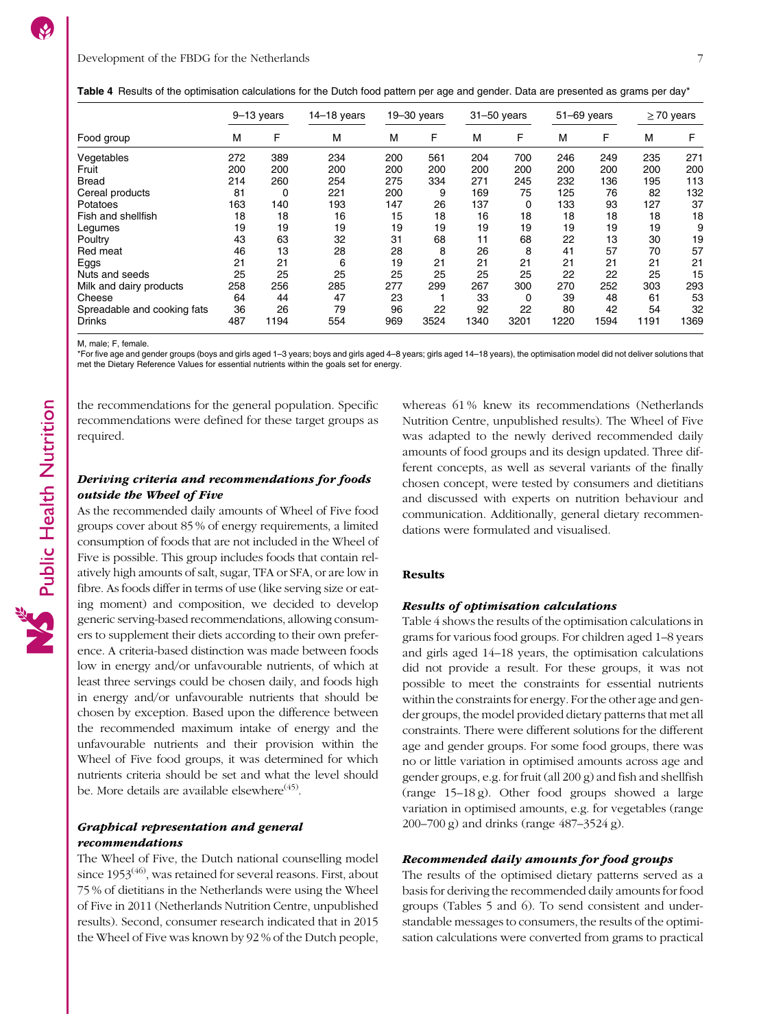**Table 4** Results of the optimisation calculations for the Dutch food pattern per age and gender. Data are presented as grams per day*

| | 9–13 years | | 14–18 years | 19–30 years | | 31–50 years | | 51–69 years | | ≥70 years | |
|---|---|---|---|---|---|---|---|---|---|---|---|
| Food group | M | F | M | M | F | M | F | M | F | M | F |
| Vegetables | 272 | 389 | 234 | 200 | 561 | 204 | 700 | 246 | 249 | 235 | 271 |
| Fruit | 200 | 200 | 200 | 200 | 200 | 200 | 200 | 200 | 200 | 200 | 200 |
| Bread | 214 | 260 | 254 | 275 | 334 | 271 | 245 | 232 | 136 | 195 | 113 |
| Cereal products | 81 | 0 | 221 | 200 | 9 | 169 | 75 | 125 | 76 | 82 | 132 |
| Potatoes | 163 | 140 | 193 | 147 | 26 | 137 | 0 | 133 | 93 | 127 | 37 |
| Fish and shellfish | 18 | 18 | 16 | 15 | 18 | 16 | 18 | 18 | 18 | 18 | 18 |
| Legumes | 19 | 19 | 19 | 19 | 19 | 19 | 19 | 19 | 19 | 19 | 9 |
| Poultry | 43 | 63 | 32 | 31 | 68 | 11 | 68 | 22 | 13 | 30 | 19 |
| Red meat | 46 | 13 | 28 | 28 | 8 | 26 | 8 | 41 | 57 | 70 | 57 |
| Eggs | 21 | 21 | 6 | 19 | 21 | 21 | 21 | 21 | 21 | 21 | 21 |
| Nuts and seeds | 25 | 25 | 25 | 25 | 25 | 25 | 25 | 22 | 22 | 25 | 15 |
| Milk and dairy products | 258 | 256 | 285 | 277 | 299 | 267 | 300 | 270 | 252 | 303 | 293 |
| Cheese | 64 | 44 | 47 | 23 | 1 | 33 | 0 | 39 | 48 | 61 | 53 |
| Spreadable and cooking fats | 36 | 26 | 79 | 96 | 22 | 92 | 22 | 80 | 42 | 54 | 32 |
| Drinks | 487 | 1194 | 554 | 969 | 3524 | 1340 | 3201 | 1220 | 1594 | 1191 | 1369 |

M, male; F, female.

*For five age and gender groups (boys and girls aged 1–3 years; boys and girls aged 4–8 years; girls aged 14–18 years), the optimisation model did not deliver solutions that met the Dietary Reference Values for essential nutrients within the goals set for energy.

the recommendations for the general population. Specific recommendations were defined for these target groups as required.

### *Deriving criteria and recommendations for foods outside the Wheel of Five*

As the recommended daily amounts of Wheel of Five food groups cover about 85 % of energy requirements, a limited consumption of foods that are not included in the Wheel of Five is possible. This group includes foods that contain relatively high amounts of salt, sugar, TFA or SFA, or are low in fibre. As foods differ in terms of use (like serving size or eating moment) and composition, we decided to develop generic serving-based recommendations, allowing consumers to supplement their diets according to their own preference. A criteria-based distinction was made between foods low in energy and/or unfavourable nutrients, of which at least three servings could be chosen daily, and foods high in energy and/or unfavourable nutrients that should be chosen by exception. Based upon the difference between the recommended maximum intake of energy and the unfavourable nutrients and their provision within the Wheel of Five food groups, it was determined for which nutrients criteria should be set and what the level should be. More details are available elsewhere[45].

### *Graphical representation and general recommendations*

The Wheel of Five, the Dutch national counselling model since 1953[46], was retained for several reasons. First, about 75 % of dietitians in the Netherlands were using the Wheel of Five in 2011 (Netherlands Nutrition Centre, unpublished results). Second, consumer research indicated that in 2015 the Wheel of Five was known by 92 % of the Dutch people, whereas 61 % knew its recommendations (Netherlands Nutrition Centre, unpublished results). The Wheel of Five was adapted to the newly derived recommended daily amounts of food groups and its design updated. Three different concepts, as well as several variants of the finally chosen concept, were tested by consumers and dietitians and discussed with experts on nutrition behaviour and communication. Additionally, general dietary recommendations were formulated and visualised.

## Results

### *Results of optimisation calculations*

Table 4 shows the results of the optimisation calculations in grams for various food groups. For children aged 1–8 years and girls aged 14–18 years, the optimisation calculations did not provide a result. For these groups, it was not possible to meet the constraints for essential nutrients within the constraints for energy. For the other age and gender groups, the model provided dietary patterns that met all constraints. There were different solutions for the different age and gender groups. For some food groups, there was no or little variation in optimised amounts across age and gender groups, e.g. for fruit (all 200 g) and fish and shellfish (range 15–18 g). Other food groups showed a large variation in optimised amounts, e.g. for vegetables (range 200–700 g) and drinks (range 487–3524 g).

### *Recommended daily amounts for food groups*

The results of the optimised dietary patterns served as a basis for deriving the recommended daily amounts for food groups (Tables 5 and 6). To send consistent and understandable messages to consumers, the results of the optimisation calculations were converted from grams to practical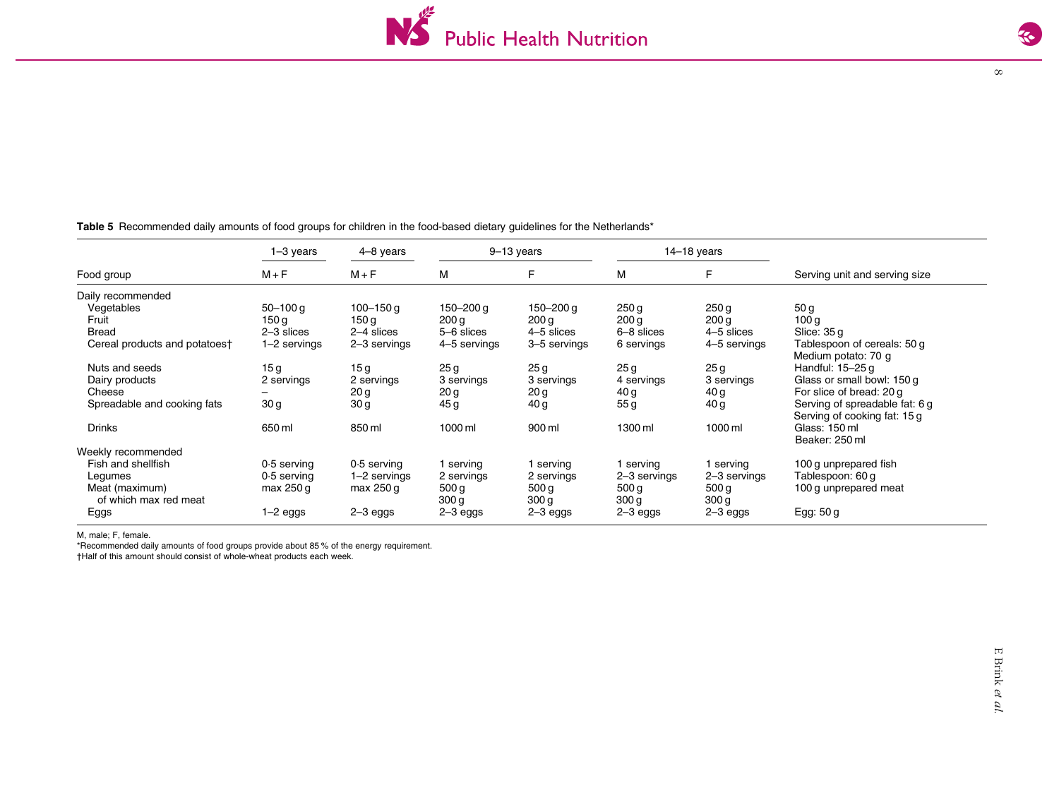**Table 5** Recommended daily amounts of food groups for children in the food-based dietary guidelines for the Netherlands*

| | 1–3 years | 4–8 years | 9–13 years | | 14–18 years | | |
|---|---|---|---|---|---|---|---|
| Food group | M + F | M + F | M | F | M | F | Serving unit and serving size |
| Daily recommended | | | | | | | |
| Vegetables | 50–100 g | 100–150 g | 150–200 g | 150–200 g | 250 g | 250 g | 50 g |
| Fruit | 150 g | 150 g | 200 g | 200 g | 200 g | 200 g | 100 g |
| Bread | 2–3 slices | 2–4 slices | 5–6 slices | 4–5 slices | 6–8 slices | 4–5 slices | Slice: 35 g |
| Cereal products and potatoes† | 1–2 servings | 2–3 servings | 4–5 servings | 3–5 servings | 6 servings | 4–5 servings | Tablespoon of cereals: 50 g<br>Medium potato: 70 g |
| Nuts and seeds | 15 g | 15 g | 25 g | 25 g | 25 g | 25 g | Handful: 15–25 g |
| Dairy products | 2 servings | 2 servings | 3 servings | 3 servings | 4 servings | 3 servings | Glass or small bowl: 150 g |
| Cheese | – | 20 g | 20 g | 20 g | 40 g | 40 g | For slice of bread: 20 g |
| Spreadable and cooking fats | 30 g | 30 g | 45 g | 40 g | 55 g | 40 g | Serving of spreadable fat: 6 g<br>Serving of cooking fat: 15 g |
| Drinks | 650 ml | 850 ml | 1000 ml | 900 ml | 1300 ml | 1000 ml | Glass: 150 ml<br>Beaker: 250 ml |
| Weekly recommended | | | | | | | |
| Fish and shellfish | 0·5 serving | 0·5 serving | 1 serving | 1 serving | 1 serving | 1 serving | 100 g unprepared fish |
| Legumes | 0·5 serving | 1–2 servings | 2 servings | 2 servings | 2–3 servings | 2–3 servings | Tablespoon: 60 g |
| Meat (maximum) | max 250 g | max 250 g | 500 g | 500 g | 500 g | 500 g | 100 g unprepared meat |
| of which max red meat | | | 300 g | 300 g | 300 g | 300 g | |
| Eggs | 1–2 eggs | 2–3 eggs | 2–3 eggs | 2–3 eggs | 2–3 eggs | 2–3 eggs | Egg: 50 g |

M, male; F, female.
*Recommended daily amounts of food groups provide about 85 % of the energy requirement.
†Half of this amount should consist of whole-wheat products each week.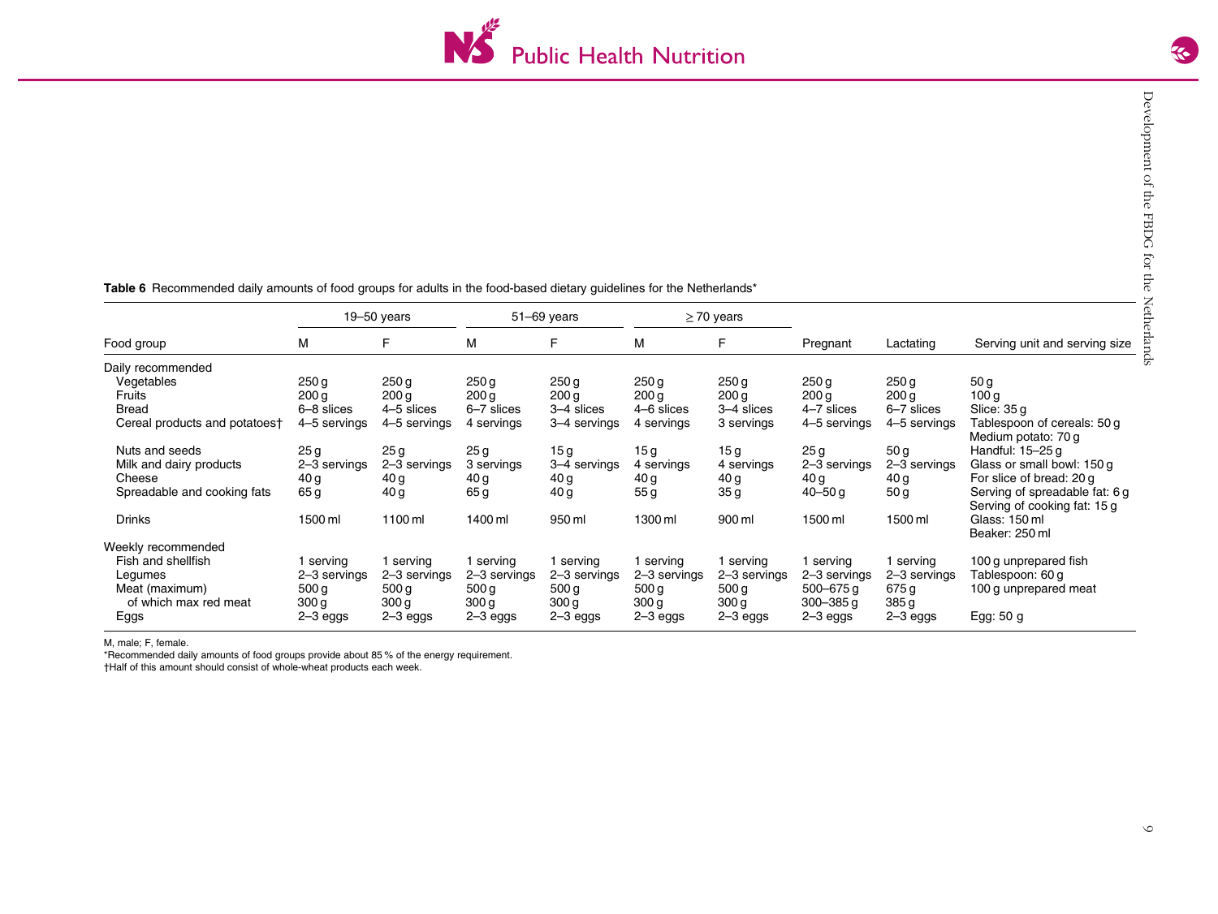**Table 6** Recommended daily amounts of food groups for adults in the food-based dietary guidelines for the Netherlands*

| | 19–50 years | | 51–69 years | | ≥ 70 years | | | | |
|---|---|---|---|---|---|---|---|---|---|
| Food group | M | F | M | F | M | F | Pregnant | Lactating | Serving unit and serving size |
| Daily recommended | | | | | | | | | |
| Vegetables | 250 g | 250 g | 250 g | 250 g | 250 g | 250 g | 250 g | 250 g | 50 g |
| Fruits | 200 g | 200 g | 200 g | 200 g | 200 g | 200 g | 200 g | 200 g | 100 g |
| Bread | 6–8 slices | 4–5 slices | 6–7 slices | 3–4 slices | 4–6 slices | 3–4 slices | 4–7 slices | 6–7 slices | Slice: 35 g |
| Cereal products and potatoes† | 4–5 servings | 4–5 servings | 4 servings | 3–4 servings | 4 servings | 3 servings | 4–5 servings | 4–5 servings | Tablespoon of cereals: 50 g<br>Medium potato: 70 g |
| Nuts and seeds | 25 g | 25 g | 25 g | 15 g | 15 g | 15 g | 25 g | 50 g | Handful: 15–25 g |
| Milk and dairy products | 2–3 servings | 2–3 servings | 3 servings | 3–4 servings | 4 servings | 4 servings | 2–3 servings | 2–3 servings | Glass or small bowl: 150 g |
| Cheese | 40 g | 40 g | 40 g | 40 g | 40 g | 40 g | 40 g | 40 g | For slice of bread: 20 g |
| Spreadable and cooking fats | 65 g | 40 g | 65 g | 40 g | 55 g | 35 g | 40–50 g | 50 g | Serving of spreadable fat: 6 g<br>Serving of cooking fat: 15 g |
| Drinks | 1500 ml | 1100 ml | 1400 ml | 950 ml | 1300 ml | 900 ml | 1500 ml | 1500 ml | Glass: 150 ml<br>Beaker: 250 ml |
| Weekly recommended | | | | | | | | | |
| Fish and shellfish | 1 serving | 1 serving | 1 serving | 1 serving | 1 serving | 1 serving | 1 serving | 1 serving | 100 g unprepared fish |
| Legumes | 2–3 servings | 2–3 servings | 2–3 servings | 2–3 servings | 2–3 servings | 2–3 servings | 2–3 servings | 2–3 servings | Tablespoon: 60 g |
| Meat (maximum) | 500 g | 500 g | 500 g | 500 g | 500 g | 500 g | 500–675 g | 675 g | 100 g unprepared meat |
| of which max red meat | 300 g | 300 g | 300 g | 300 g | 300 g | 300 g | 300–385 g | 385 g | |
| Eggs | 2–3 eggs | 2–3 eggs | 2–3 eggs | 2–3 eggs | 2–3 eggs | 2–3 eggs | 2–3 eggs | 2–3 eggs | Egg: 50 g |

M, male; F, female.
*Recommended daily amounts of food groups provide about 85 % of the energy requirement.
†Half of this amount should consist of whole-wheat products each week.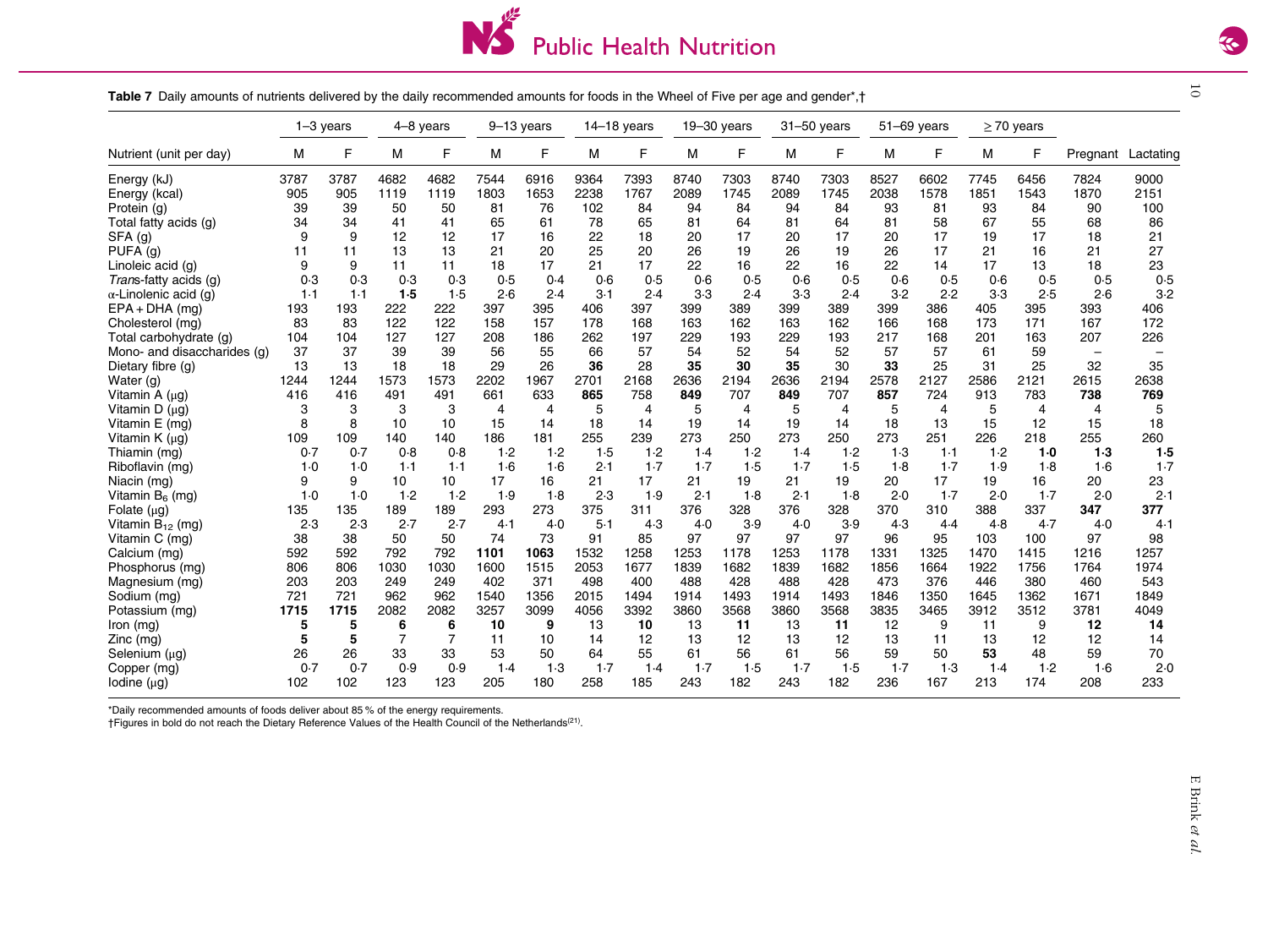**Table 7** Daily amounts of nutrients delivered by the daily recommended amounts for foods in the Wheel of Five per age and gender*,†

| Nutrient (unit per day) | 1–3 years | | 4–8 years | | 9–13 years | | 14–18 years | | 19–30 years | | 31–50 years | | 51–69 years | | ≥70 years | | | |
|---|---|---|---|---|---|---|---|---|---|---|---|---|---|---|---|---|---|---|
| | M | F | M | F | M | F | M | F | M | F | M | F | M | F | M | F | Pregnant | Lactating |
| Energy (kJ) | 3787 | 3787 | 4682 | 4682 | 7544 | 6916 | 9364 | 7393 | 8740 | 7303 | 8740 | 7303 | 8527 | 6602 | 7745 | 6456 | 7824 | 9000 |
| Energy (kcal) | 905 | 905 | 1119 | 1119 | 1803 | 1653 | 2238 | 1767 | 2089 | 1745 | 2089 | 1745 | 2038 | 1578 | 1851 | 1543 | 1870 | 2151 |
| Protein (g) | 39 | 39 | 50 | 50 | 81 | 76 | 102 | 84 | 94 | 84 | 94 | 84 | 93 | 81 | 93 | 84 | 90 | 100 |
| Total fatty acids (g) | 34 | 34 | 41 | 41 | 65 | 61 | 78 | 65 | 81 | 64 | 81 | 64 | 81 | 58 | 67 | 55 | 68 | 86 |
| SFA (g) | 9 | 9 | 12 | 12 | 17 | 16 | 22 | 18 | 20 | 17 | 20 | 17 | 20 | 17 | 19 | 17 | 18 | 21 |
| PUFA (g) | 11 | 11 | 13 | 13 | 21 | 20 | 25 | 20 | 26 | 19 | 26 | 19 | 26 | 17 | 21 | 16 | 21 | 27 |
| Linoleic acid (g) | 9 | 9 | 11 | 11 | 18 | 17 | 21 | 17 | 22 | 16 | 22 | 16 | 22 | 14 | 17 | 13 | 18 | 23 |
| *Trans*-fatty acids (g) | 0·3 | 0·3 | 0·3 | 0·3 | 0·5 | 0·4 | 0·6 | 0·5 | 0·6 | 0·5 | 0·6 | 0·5 | 0·6 | 0·5 | 0·6 | 0·5 | 0·5 | 0·5 |
| α-Linolenic acid (g) | 1·1 | 1·1 | **1·5** | 1·5 | 2·6 | 2·4 | 3·1 | 2·4 | 3·3 | 2·4 | 3·3 | 2·4 | 3·2 | 2·2 | 3·3 | 2·5 | 2·6 | 3·2 |
| EPA + DHA (mg) | 193 | 193 | 222 | 222 | 397 | 395 | 406 | 397 | 399 | 389 | 399 | 389 | 399 | 386 | 405 | 395 | 393 | 406 |
| Cholesterol (mg) | 83 | 83 | 122 | 122 | 158 | 157 | 178 | 168 | 163 | 162 | 163 | 162 | 166 | 168 | 173 | 171 | 167 | 172 |
| Total carbohydrate (g) | 104 | 104 | 127 | 127 | 208 | 186 | 262 | 197 | 229 | 193 | 229 | 193 | 217 | 168 | 201 | 163 | 207 | 226 |
| Mono- and disaccharides (g) | 37 | 37 | 39 | 39 | 56 | 55 | 66 | 57 | 54 | 52 | 54 | 52 | 57 | 57 | 61 | 59 | – | – |
| Dietary fibre (g) | 13 | 13 | 18 | 18 | 29 | 26 | **36** | 28 | **35** | **30** | **35** | 30 | **33** | 25 | 31 | 25 | 32 | 35 |
| Water (g) | 1244 | 1244 | 1573 | 1573 | 2202 | 1967 | 2701 | 2168 | 2636 | 2194 | 2636 | 2194 | 2578 | 2127 | 2586 | 2121 | 2615 | 2638 |
| Vitamin A (μg) | 416 | 416 | 491 | 491 | 661 | 633 | **865** | 758 | **849** | 707 | **849** | 707 | **857** | 724 | 913 | 783 | **738** | **769** |
| Vitamin D (μg) | 3 | 3 | 3 | 3 | 4 | 4 | 5 | 4 | 5 | 4 | 5 | 4 | 5 | 4 | 5 | 4 | 4 | 5 |
| Vitamin E (mg) | 8 | 8 | 10 | 10 | 15 | 14 | 18 | 14 | 19 | 14 | 19 | 14 | 18 | 13 | 15 | 12 | 15 | 18 |
| Vitamin K (μg) | 109 | 109 | 140 | 140 | 186 | 181 | 255 | 239 | 273 | 250 | 273 | 250 | 273 | 251 | 226 | 218 | 255 | 260 |
| Thiamin (mg) | 0·7 | 0·7 | 0·8 | 0·8 | 1·2 | 1·2 | 1·5 | 1·2 | 1·4 | 1·2 | 1·4 | 1·2 | 1·3 | 1·1 | 1·2 | **1·0** | **1·3** | **1·5** |
| Riboflavin (mg) | 1·0 | 1·0 | 1·1 | 1·1 | 1·6 | 1·6 | 2·1 | 1·7 | 1·7 | 1·5 | 1·7 | 1·5 | 1·8 | 1·7 | 1·9 | 1·8 | 1·6 | 1·7 |
| Niacin (mg) | 9 | 9 | 10 | 10 | 17 | 16 | 21 | 17 | 21 | 19 | 21 | 19 | 20 | 17 | 19 | 16 | 20 | 23 |
| Vitamin $B_6$ (mg) | 1·0 | 1·0 | 1·2 | 1·2 | 1·9 | 1·8 | 2·3 | 1·9 | 2·1 | 1·8 | 2·1 | 1·8 | 2·0 | 1·7 | 2·0 | 1·7 | 2·0 | 2·1 |
| Folate (μg) | 135 | 135 | 189 | 189 | 293 | 273 | 375 | 311 | 376 | 328 | 376 | 328 | 370 | 310 | 388 | 337 | **347** | **377** |
| Vitamin $B_{12}$ (mg) | 2·3 | 2·3 | 2·7 | 2·7 | 4·1 | 4·0 | 5·1 | 4·3 | 4·0 | 3·9 | 4·0 | 3·9 | 4·3 | 4·4 | 4·8 | 4·7 | 4·0 | 4·1 |
| Vitamin C (mg) | 38 | 38 | 50 | 50 | 74 | 73 | 91 | 85 | 97 | 97 | 97 | 97 | 96 | 95 | 103 | 100 | 97 | 98 |
| Calcium (mg) | 592 | 592 | 792 | 792 | **1101** | **1063** | 1532 | 1258 | 1253 | 1178 | 1253 | 1178 | 1331 | 1325 | 1470 | 1415 | 1216 | 1257 |
| Phosphorus (mg) | 806 | 806 | 1030 | 1030 | 1600 | 1515 | 2053 | 1677 | 1839 | 1682 | 1839 | 1682 | 1856 | 1664 | 1922 | 1756 | 1764 | 1974 |
| Magnesium (mg) | 203 | 203 | 249 | 249 | 402 | 371 | 498 | 400 | 488 | 428 | 488 | 428 | 473 | 376 | 446 | 380 | 460 | 543 |
| Sodium (mg) | 721 | 721 | 962 | 962 | 1540 | 1356 | 2015 | 1494 | 1914 | 1493 | 1914 | 1493 | 1846 | 1350 | 1645 | 1362 | 1671 | 1849 |
| Potassium (mg) | **1715** | **1715** | 2082 | 2082 | 3257 | 3099 | 4056 | 3392 | 3860 | 3568 | 3860 | 3568 | 3835 | 3465 | 3912 | 3512 | 3781 | 4049 |
| Iron (mg) | **5** | **5** | **6** | **6** | **10** | **9** | 13 | **10** | 13 | **11** | 13 | **11** | 12 | 9 | 11 | 9 | **12** | **14** |
| Zinc (mg) | **5** | **5** | 7 | 7 | 11 | 10 | 14 | 12 | 13 | 12 | 13 | 12 | 13 | 11 | 13 | 12 | 12 | 14 |
| Selenium (μg) | 26 | 26 | 33 | 33 | 53 | 50 | 64 | 55 | 61 | 56 | 61 | 56 | 59 | 50 | **53** | 48 | 59 | 70 |
| Copper (mg) | 0·7 | 0·7 | 0·9 | 0·9 | 1·4 | 1·3 | 1·7 | 1·4 | 1·7 | 1·5 | 1·7 | 1·5 | 1·7 | 1·3 | 1·4 | 1·2 | 1·6 | 2·0 |
| Iodine (μg) | 102 | 102 | 123 | 123 | 205 | 180 | 258 | 185 | 243 | 182 | 243 | 182 | 236 | 167 | 213 | 174 | 208 | 233 |

*Daily recommended amounts of foods deliver about 85 % of the energy requirements.

†Figures in bold do not reach the Dietary Reference Values of the Health Council of the Netherlands[21].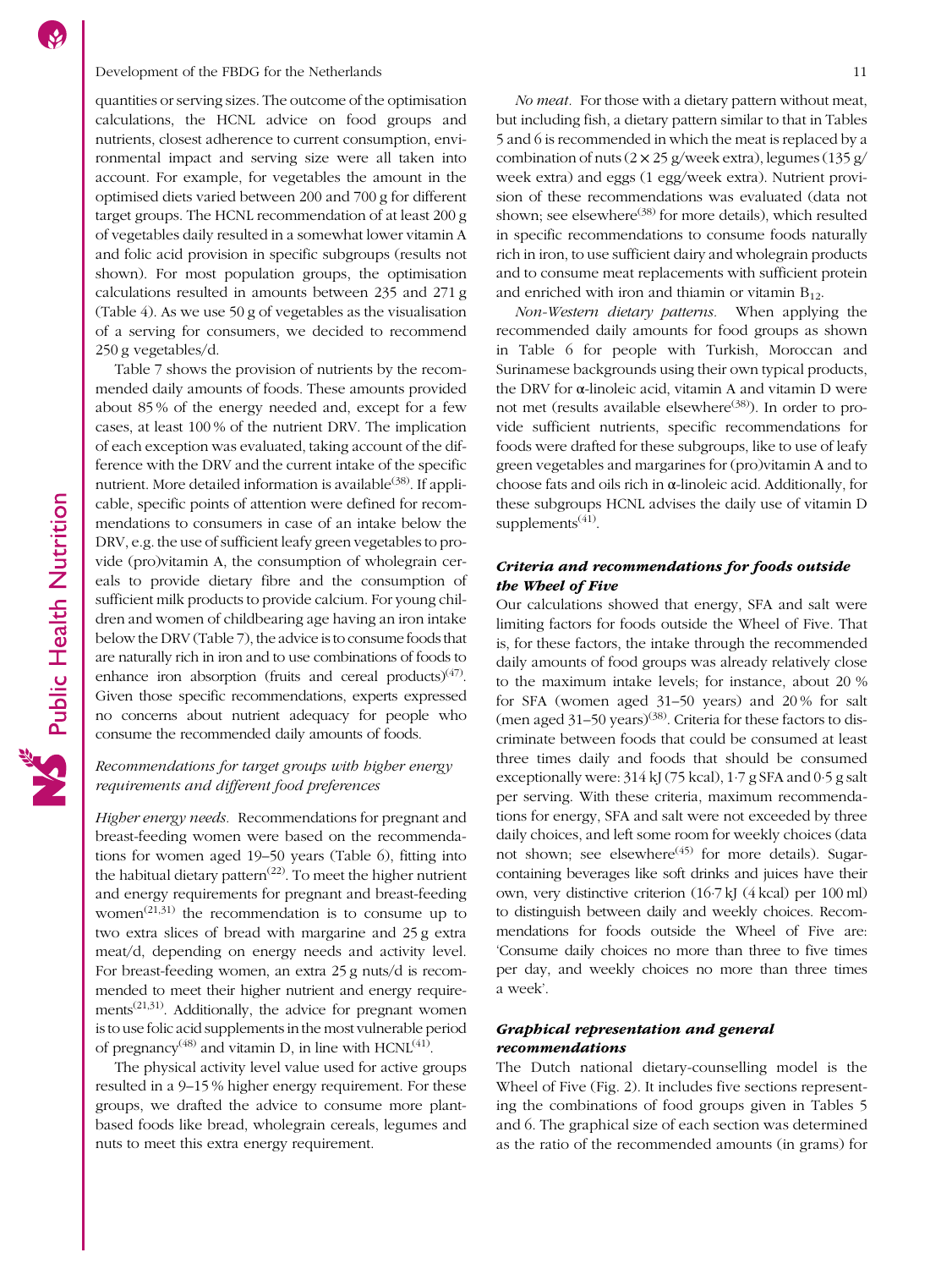quantities or serving sizes. The outcome of the optimisation calculations, the HCNL advice on food groups and nutrients, closest adherence to current consumption, environmental impact and serving size were all taken into account. For example, for vegetables the amount in the optimised diets varied between 200 and 700 g for different target groups. The HCNL recommendation of at least 200 g of vegetables daily resulted in a somewhat lower vitamin A and folic acid provision in specific subgroups (results not shown). For most population groups, the optimisation calculations resulted in amounts between 235 and 271 g (Table 4). As we use 50 g of vegetables as the visualisation of a serving for consumers, we decided to recommend 250 g vegetables/d.

Table 7 shows the provision of nutrients by the recommended daily amounts of foods. These amounts provided about 85 % of the energy needed and, except for a few cases, at least 100 % of the nutrient DRV. The implication of each exception was evaluated, taking account of the difference with the DRV and the current intake of the specific nutrient. More detailed information is available[38]. If applicable, specific points of attention were defined for recommendations to consumers in case of an intake below the DRV, e.g. the use of sufficient leafy green vegetables to provide (pro)vitamin A, the consumption of wholegrain cereals to provide dietary fibre and the consumption of sufficient milk products to provide calcium. For young children and women of childbearing age having an iron intake below the DRV (Table 7), the advice is to consume foods that are naturally rich in iron and to use combinations of foods to enhance iron absorption (fruits and cereal products)[47]. Given those specific recommendations, experts expressed no concerns about nutrient adequacy for people who consume the recommended daily amounts of foods.

### *Recommendations for target groups with higher energy requirements and different food preferences*

*Higher energy needs.* Recommendations for pregnant and breast-feeding women were based on the recommendations for women aged 19–50 years (Table 6), fitting into the habitual dietary pattern[22]. To meet the higher nutrient and energy requirements for pregnant and breast-feeding women[21,31] the recommendation is to consume up to two extra slices of bread with margarine and 25 g extra meat/d, depending on energy needs and activity level. For breast-feeding women, an extra 25 g nuts/d is recommended to meet their higher nutrient and energy requirements[21,31]. Additionally, the advice for pregnant women is to use folic acid supplements in the most vulnerable period of pregnancy[48] and vitamin D, in line with HCNL[41].

The physical activity level value used for active groups resulted in a 9–15 % higher energy requirement. For these groups, we drafted the advice to consume more plant-based foods like bread, wholegrain cereals, legumes and nuts to meet this extra energy requirement.

*No meat.* For those with a dietary pattern without meat, but including fish, a dietary pattern similar to that in Tables 5 and 6 is recommended in which the meat is replaced by a combination of nuts (2 × 25 g/week extra), legumes (135 g/week extra) and eggs (1 egg/week extra). Nutrient provision of these recommendations was evaluated (data not shown; see elsewhere[38] for more details), which resulted in specific recommendations to consume foods naturally rich in iron, to use sufficient dairy and wholegrain products and to consume meat replacements with sufficient protein and enriched with iron and thiamin or vitamin $B_{12}$.

*Non-Western dietary patterns.* When applying the recommended daily amounts for food groups as shown in Table 6 for people with Turkish, Moroccan and Surinamese backgrounds using their own typical products, the DRV for α-linoleic acid, vitamin A and vitamin D were not met (results available elsewhere[38]). In order to provide sufficient nutrients, specific recommendations for foods were drafted for these subgroups, like to use of leafy green vegetables and margarines for (pro)vitamin A and to choose fats and oils rich in α-linoleic acid. Additionally, for these subgroups HCNL advises the daily use of vitamin D supplements[41].

### ***Criteria and recommendations for foods outside the Wheel of Five***

Our calculations showed that energy, SFA and salt were limiting factors for foods outside the Wheel of Five. That is, for these factors, the intake through the recommended daily amounts of food groups was already relatively close to the maximum intake levels; for instance, about 20 % for SFA (women aged 31–50 years) and 20 % for salt (men aged 31–50 years)[38]. Criteria for these factors to discriminate between foods that could be consumed at least three times daily and foods that should be consumed exceptionally were: 314 kJ (75 kcal), 1·7 g SFA and 0·5 g salt per serving. With these criteria, maximum recommendations for energy, SFA and salt were not exceeded by three daily choices, and left some room for weekly choices (data not shown; see elsewhere[45] for more details). Sugar-containing beverages like soft drinks and juices have their own, very distinctive criterion (16·7 kJ (4 kcal) per 100 ml) to distinguish between daily and weekly choices. Recommendations for foods outside the Wheel of Five are: 'Consume daily choices no more than three to five times per day, and weekly choices no more than three times a week'.

### ***Graphical representation and general recommendations***

The Dutch national dietary-counselling model is the Wheel of Five (Fig. 2). It includes five sections representing the combinations of food groups given in Tables 5 and 6. The graphical size of each section was determined as the ratio of the recommended amounts (in grams) for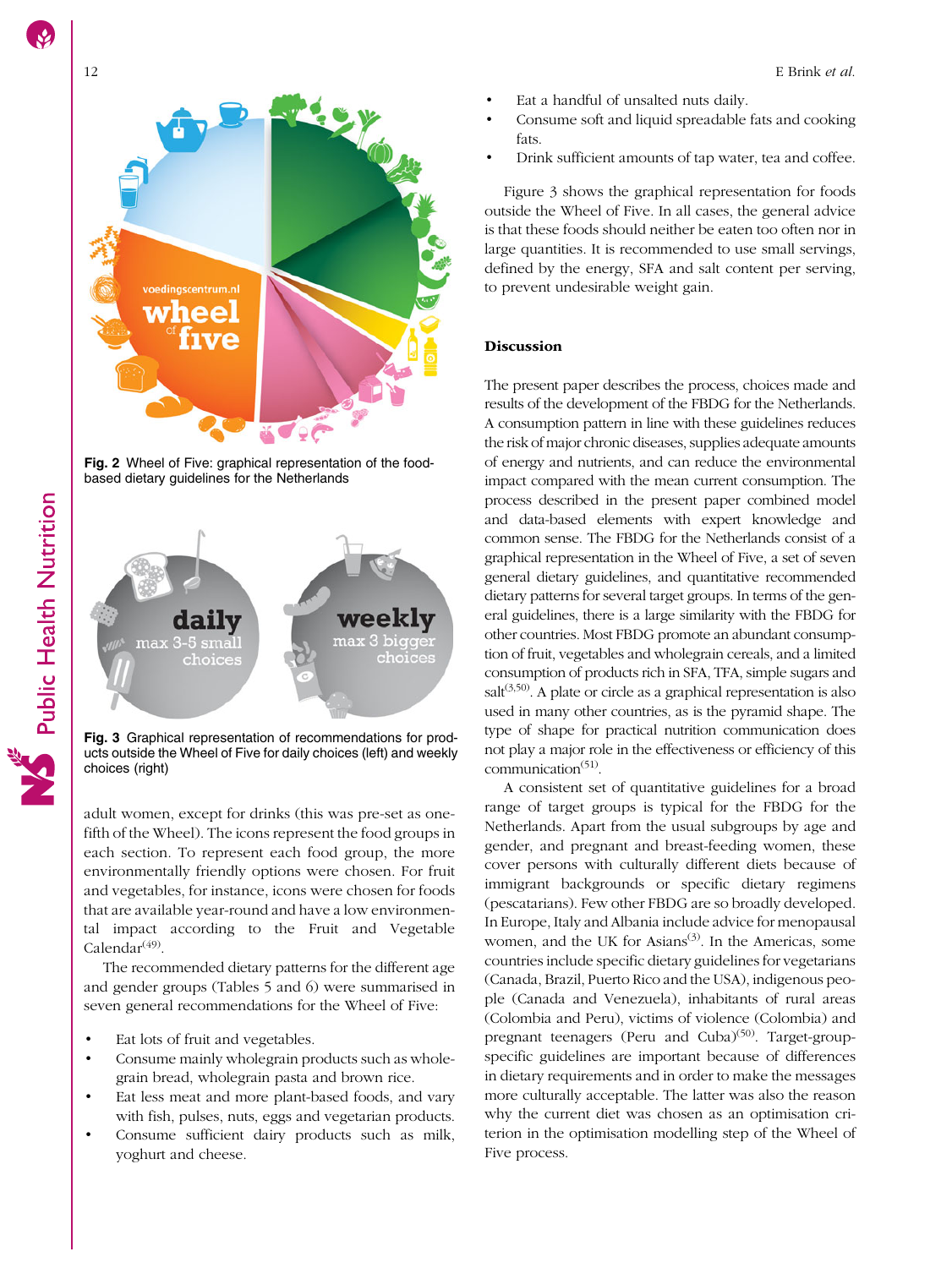Fig. 2 Wheel of Five: graphical representation of the food-based dietary guidelines for the Netherlands

Fig. 3 Graphical representation of recommendations for products outside the Wheel of Five for daily choices (left) and weekly choices (right)

adult women, except for drinks (this was pre-set as one-fifth of the Wheel). The icons represent the food groups in each section. To represent each food group, the more environmentally friendly options were chosen. For fruit and vegetables, for instance, icons were chosen for foods that are available year-round and have a low environmental impact according to the Fruit and Vegetable Calendar[49].

The recommended dietary patterns for the different age and gender groups (Tables 5 and 6) were summarised in seven general recommendations for the Wheel of Five:

- Eat lots of fruit and vegetables.
- Consume mainly wholegrain products such as wholegrain bread, wholegrain pasta and brown rice.
- Eat less meat and more plant-based foods, and vary with fish, pulses, nuts, eggs and vegetarian products.
- Consume sufficient dairy products such as milk, yoghurt and cheese.
- Eat a handful of unsalted nuts daily.
- Consume soft and liquid spreadable fats and cooking fats.
- Drink sufficient amounts of tap water, tea and coffee.

Figure 3 shows the graphical representation for foods outside the Wheel of Five. In all cases, the general advice is that these foods should neither be eaten too often nor in large quantities. It is recommended to use small servings, defined by the energy, SFA and salt content per serving, to prevent undesirable weight gain.

## Discussion

The present paper describes the process, choices made and results of the development of the FBDG for the Netherlands. A consumption pattern in line with these guidelines reduces the risk of major chronic diseases, supplies adequate amounts of energy and nutrients, and can reduce the environmental impact compared with the mean current consumption. The process described in the present paper combined model and data-based elements with expert knowledge and common sense. The FBDG for the Netherlands consist of a graphical representation in the Wheel of Five, a set of seven general dietary guidelines, and quantitative recommended dietary patterns for several target groups. In terms of the general guidelines, there is a large similarity with the FBDG for other countries. Most FBDG promote an abundant consumption of fruit, vegetables and wholegrain cereals, and a limited consumption of products rich in SFA, TFA, simple sugars and salt[3,50]. A plate or circle as a graphical representation is also used in many other countries, as is the pyramid shape. The type of shape for practical nutrition communication does not play a major role in the effectiveness or efficiency of this communication[51].

A consistent set of quantitative guidelines for a broad range of target groups is typical for the FBDG for the Netherlands. Apart from the usual subgroups by age and gender, and pregnant and breast-feeding women, these cover persons with culturally different diets because of immigrant backgrounds or specific dietary regimens (pescatarians). Few other FBDG are so broadly developed. In Europe, Italy and Albania include advice for menopausal women, and the UK for Asians[3]. In the Americas, some countries include specific dietary guidelines for vegetarians (Canada, Brazil, Puerto Rico and the USA), indigenous people (Canada and Venezuela), inhabitants of rural areas (Colombia and Peru), victims of violence (Colombia) and pregnant teenagers (Peru and Cuba)[50]. Target-group-specific guidelines are important because of differences in dietary requirements and in order to make the messages more culturally acceptable. The latter was also the reason why the current diet was chosen as an optimisation criterion in the optimisation modelling step of the Wheel of Five process.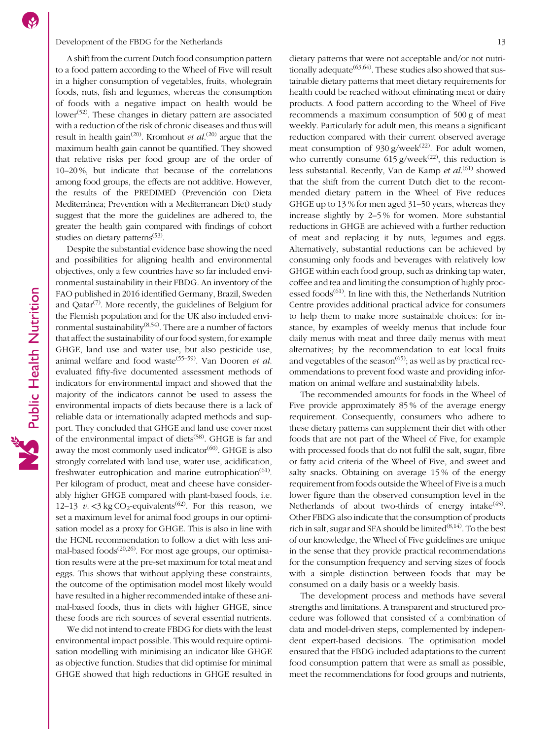A shift from the current Dutch food consumption pattern to a food pattern according to the Wheel of Five will result in a higher consumption of vegetables, fruits, wholegrain foods, nuts, fish and legumes, whereas the consumption of foods with a negative impact on health would be lower[52]. These changes in dietary pattern are associated with a reduction of the risk of chronic diseases and thus will result in health gain[20]. Kromhout *et al.*[20] argue that the maximum health gain cannot be quantified. They showed that relative risks per food group are of the order of 10–20 %, but indicate that because of the correlations among food groups, the effects are not additive. However, the results of the PREDIMED (Prevención con Dieta Mediterránea; Prevention with a Mediterranean Diet) study suggest that the more the guidelines are adhered to, the greater the health gain compared with findings of cohort studies on dietary patterns[53].

Despite the substantial evidence base showing the need and possibilities for aligning health and environmental objectives, only a few countries have so far included environmental sustainability in their FBDG. An inventory of the FAO published in 2016 identified Germany, Brazil, Sweden and Qatar[7]. More recently, the guidelines of Belgium for the Flemish population and for the UK also included environmental sustainability[8,54]. There are a number of factors that affect the sustainability of our food system, for example GHGE, land use and water use, but also pesticide use, animal welfare and food waste[55–59]. Van Dooren *et al.* evaluated fifty-five documented assessment methods of indicators for environmental impact and showed that the majority of the indicators cannot be used to assess the environmental impacts of diets because there is a lack of reliable data or internationally adapted methods and support. They concluded that GHGE and land use cover most of the environmental impact of diets[58]. GHGE is far and away the most commonly used indicator[60]. GHGE is also strongly correlated with land use, water use, acidification, freshwater eutrophication and marine eutrophication[61]. Per kilogram of product, meat and cheese have considerably higher GHGE compared with plant-based foods, i.e. 12–13 *v.* <3 kg $CO_2$-equivalents[62]. For this reason, we set a maximum level for animal food groups in our optimisation model as a proxy for GHGE. This is also in line with the HCNL recommendation to follow a diet with less animal-based foods[20,26]. For most age groups, our optimisation results were at the pre-set maximum for total meat and eggs. This shows that without applying these constraints, the outcome of the optimisation model most likely would have resulted in a higher recommended intake of these animal-based foods, thus in diets with higher GHGE, since these foods are rich sources of several essential nutrients.

We did not intend to create FBDG for diets with the least environmental impact possible. This would require optimisation modelling with minimising an indicator like GHGE as objective function. Studies that did optimise for minimal GHGE showed that high reductions in GHGE resulted in dietary patterns that were not acceptable and/or not nutritionally adequate[63,64]. These studies also showed that sustainable dietary patterns that meet dietary requirements for health could be reached without eliminating meat or dairy products. A food pattern according to the Wheel of Five recommends a maximum consumption of 500 g of meat weekly. Particularly for adult men, this means a significant reduction compared with their current observed average meat consumption of 930 g/week[22]. For adult women, who currently consume 615 g/week[22], this reduction is less substantial. Recently, Van de Kamp *et al.*[61] showed that the shift from the current Dutch diet to the recommended dietary pattern in the Wheel of Five reduces GHGE up to 13 % for men aged 31–50 years, whereas they increase slightly by 2–5 % for women. More substantial reductions in GHGE are achieved with a further reduction of meat and replacing it by nuts, legumes and eggs. Alternatively, substantial reductions can be achieved by consuming only foods and beverages with relatively low GHGE within each food group, such as drinking tap water, coffee and tea and limiting the consumption of highly processed foods[61]. In line with this, the Netherlands Nutrition Centre provides additional practical advice for consumers to help them to make more sustainable choices: for instance, by examples of weekly menus that include four daily menus with meat and three daily menus with meat alternatives; by the recommendation to eat local fruits and vegetables of the season[65]; as well as by practical recommendations to prevent food waste and providing information on animal welfare and sustainability labels.

The recommended amounts for foods in the Wheel of Five provide approximately 85 % of the average energy requirement. Consequently, consumers who adhere to these dietary patterns can supplement their diet with other foods that are not part of the Wheel of Five, for example with processed foods that do not fulfil the salt, sugar, fibre or fatty acid criteria of the Wheel of Five, and sweet and salty snacks. Obtaining on average 15 % of the energy requirement from foods outside the Wheel of Five is a much lower figure than the observed consumption level in the Netherlands of about two-thirds of energy intake[45]. Other FBDG also indicate that the consumption of products rich in salt, sugar and SFA should be limited[8,14]. To the best of our knowledge, the Wheel of Five guidelines are unique in the sense that they provide practical recommendations for the consumption frequency and serving sizes of foods with a simple distinction between foods that may be consumed on a daily basis or a weekly basis.

The development process and methods have several strengths and limitations. A transparent and structured procedure was followed that consisted of a combination of data and model-driven steps, complemented by independent expert-based decisions. The optimisation model ensured that the FBDG included adaptations to the current food consumption pattern that were as small as possible, meet the recommendations for food groups and nutrients,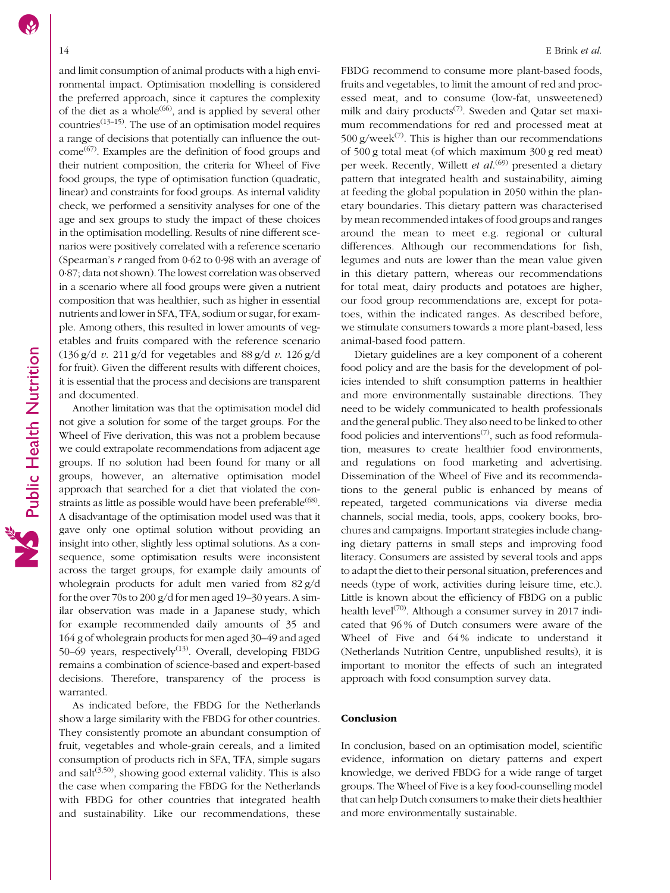and limit consumption of animal products with a high environmental impact. Optimisation modelling is considered the preferred approach, since it captures the complexity of the diet as a whole[66], and is applied by several other countries[13–15]. The use of an optimisation model requires a range of decisions that potentially can influence the outcome[67]. Examples are the definition of food groups and their nutrient composition, the criteria for Wheel of Five food groups, the type of optimisation function (quadratic, linear) and constraints for food groups. As internal validity check, we performed a sensitivity analyses for one of the age and sex groups to study the impact of these choices in the optimisation modelling. Results of nine different scenarios were positively correlated with a reference scenario (Spearman's $r$ ranged from 0·62 to 0·98 with an average of 0·87; data not shown). The lowest correlation was observed in a scenario where all food groups were given a nutrient composition that was healthier, such as higher in essential nutrients and lower in SFA, TFA, sodium or sugar, for example. Among others, this resulted in lower amounts of vegetables and fruits compared with the reference scenario (136 g/d *v.* 211 g/d for vegetables and 88 g/d *v.* 126 g/d for fruit). Given the different results with different choices, it is essential that the process and decisions are transparent and documented.

Another limitation was that the optimisation model did not give a solution for some of the target groups. For the Wheel of Five derivation, this was not a problem because we could extrapolate recommendations from adjacent age groups. If no solution had been found for many or all groups, however, an alternative optimisation model approach that searched for a diet that violated the constraints as little as possible would have been preferable[68]. A disadvantage of the optimisation model used was that it gave only one optimal solution without providing an insight into other, slightly less optimal solutions. As a consequence, some optimisation results were inconsistent across the target groups, for example daily amounts of wholegrain products for adult men varied from 82 g/d for the over 70s to 200 g/d for men aged 19–30 years. A similar observation was made in a Japanese study, which for example recommended daily amounts of 35 and 164 g of wholegrain products for men aged 30–49 and aged 50–69 years, respectively[13]. Overall, developing FBDG remains a combination of science-based and expert-based decisions. Therefore, transparency of the process is warranted.

As indicated before, the FBDG for the Netherlands show a large similarity with the FBDG for other countries. They consistently promote an abundant consumption of fruit, vegetables and whole-grain cereals, and a limited consumption of products rich in SFA, TFA, simple sugars and salt[3,50], showing good external validity. This is also the case when comparing the FBDG for the Netherlands with FBDG for other countries that integrated health and sustainability. Like our recommendations, these FBDG recommend to consume more plant-based foods, fruits and vegetables, to limit the amount of red and processed meat, and to consume (low-fat, unsweetened) milk and dairy products[7]. Sweden and Qatar set maximum recommendations for red and processed meat at 500 g/week[7]. This is higher than our recommendations of 500 g total meat (of which maximum 300 g red meat) per week. Recently, Willett *et al.*[69] presented a dietary pattern that integrated health and sustainability, aiming at feeding the global population in 2050 within the planetary boundaries. This dietary pattern was characterised by mean recommended intakes of food groups and ranges around the mean to meet e.g. regional or cultural differences. Although our recommendations for fish, legumes and nuts are lower than the mean value given in this dietary pattern, whereas our recommendations for total meat, dairy products and potatoes are higher, our food group recommendations are, except for potatoes, within the indicated ranges. As described before, we stimulate consumers towards a more plant-based, less animal-based food pattern.

Dietary guidelines are a key component of a coherent food policy and are the basis for the development of policies intended to shift consumption patterns in healthier and more environmentally sustainable directions. They need to be widely communicated to health professionals and the general public. They also need to be linked to other food policies and interventions[7], such as food reformulation, measures to create healthier food environments, and regulations on food marketing and advertising. Dissemination of the Wheel of Five and its recommendations to the general public is enhanced by means of repeated, targeted communications via diverse media channels, social media, tools, apps, cookery books, brochures and campaigns. Important strategies include changing dietary patterns in small steps and improving food literacy. Consumers are assisted by several tools and apps to adapt the diet to their personal situation, preferences and needs (type of work, activities during leisure time, etc.). Little is known about the efficiency of FBDG on a public health level[70]. Although a consumer survey in 2017 indicated that 96 % of Dutch consumers were aware of the Wheel of Five and 64 % indicate to understand it (Netherlands Nutrition Centre, unpublished results), it is important to monitor the effects of such an integrated approach with food consumption survey data.

## Conclusion

In conclusion, based on an optimisation model, scientific evidence, information on dietary patterns and expert knowledge, we derived FBDG for a wide range of target groups. The Wheel of Five is a key food-counselling model that can help Dutch consumers to make their diets healthier and more environmentally sustainable.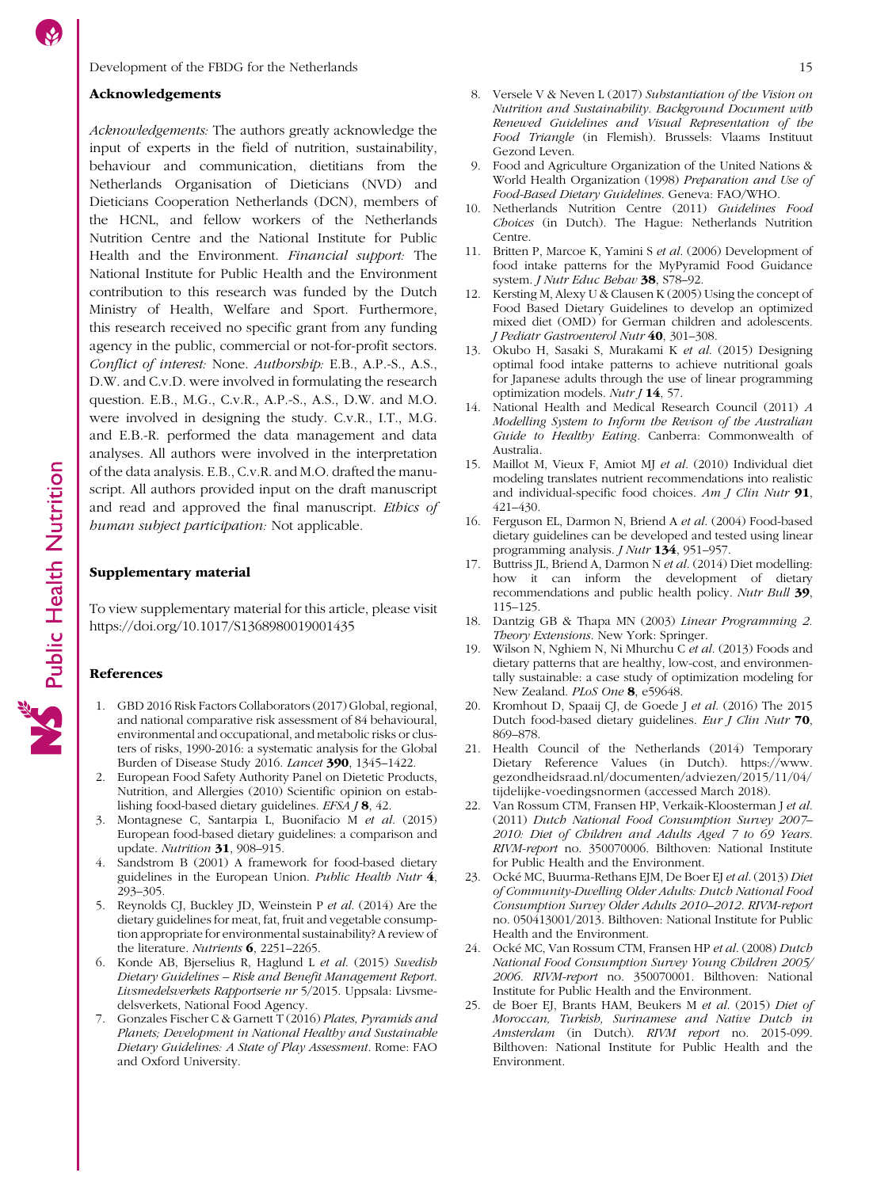## Acknowledgements

*Acknowledgements:* The authors greatly acknowledge the input of experts in the field of nutrition, sustainability, behaviour and communication, dietitians from the Netherlands Organisation of Dieticians (NVD) and Dieticians Cooperation Netherlands (DCN), members of the HCNL, and fellow workers of the Netherlands Nutrition Centre and the National Institute for Public Health and the Environment. *Financial support:* The National Institute for Public Health and the Environment contribution to this research was funded by the Dutch Ministry of Health, Welfare and Sport. Furthermore, this research received no specific grant from any funding agency in the public, commercial or not-for-profit sectors. *Conflict of interest:* None. *Authorship:* E.B., A.P.-S., A.S., D.W. and C.v.D. were involved in formulating the research question. E.B., M.G., C.v.R., A.P.-S., A.S., D.W. and M.O. were involved in designing the study. C.v.R., I.T., M.G. and E.B.-R. performed the data management and data analyses. All authors were involved in the interpretation of the data analysis. E.B., C.v.R. and M.O. drafted the manuscript. All authors provided input on the draft manuscript and read and approved the final manuscript. *Ethics of human subject participation:* Not applicable.

## Supplementary material

To view supplementary material for this article, please visit https://doi.org/10.1017/S1368980019001435

## References

1. GBD 2016 Risk Factors Collaborators (2017) Global, regional, and national comparative risk assessment of 84 behavioural, environmental and occupational, and metabolic risks or clusters of risks, 1990-2016: a systematic analysis for the Global Burden of Disease Study 2016. *Lancet* **390**, 1345–1422.
2. European Food Safety Authority Panel on Dietetic Products, Nutrition, and Allergies (2010) Scientific opinion on establishing food-based dietary guidelines. *EFSA J* **8**, 42.
3. Montagnese C, Santarpia L, Buonifacio M *et al*. (2015) European food-based dietary guidelines: a comparison and update. *Nutrition* **31**, 908–915.
4. Sandstrom B (2001) A framework for food-based dietary guidelines in the European Union. *Public Health Nutr* **4**, 293–305.
5. Reynolds CJ, Buckley JD, Weinstein P *et al*. (2014) Are the dietary guidelines for meat, fat, fruit and vegetable consumption appropriate for environmental sustainability? A review of the literature. *Nutrients* **6**, 2251–2265.
6. Konde AB, Bjerselius R, Haglund L *et al*. (2015) *Swedish Dietary Guidelines – Risk and Benefit Management Report*. *Livsmedelsverkets Rapportserie nr* 5/2015. Uppsala: Livsmedelsverkets, National Food Agency.
7. Gonzales Fischer C & Garnett T (2016) *Plates, Pyramids and Planets; Development in National Healthy and Sustainable Dietary Guidelines: A State of Play Assessment*. Rome: FAO and Oxford University.
8. Versele V & Neven L (2017) *Substantiation of the Vision on Nutrition and Sustainability. Background Document with Renewed Guidelines and Visual Representation of the Food Triangle* (in Flemish). Brussels: Vlaams Instituut Gezond Leven.
9. Food and Agriculture Organization of the United Nations & World Health Organization (1998) *Preparation and Use of Food-Based Dietary Guidelines*. Geneva: FAO/WHO.
10. Netherlands Nutrition Centre (2011) *Guidelines Food Choices* (in Dutch). The Hague: Netherlands Nutrition Centre.
11. Britten P, Marcoe K, Yamini S *et al*. (2006) Development of food intake patterns for the MyPyramid Food Guidance system. *J Nutr Educ Behav* **38**, S78–92.
12. Kersting M, Alexy U & Clausen K (2005) Using the concept of Food Based Dietary Guidelines to develop an optimized mixed diet (OMD) for German children and adolescents. *J Pediatr Gastroenterol Nutr* **40**, 301–308.
13. Okubo H, Sasaki S, Murakami K *et al*. (2015) Designing optimal food intake patterns to achieve nutritional goals for Japanese adults through the use of linear programming optimization models. *Nutr J* **14**, 57.
14. National Health and Medical Research Council (2011) *A Modelling System to Inform the Revison of the Australian Guide to Healthy Eating*. Canberra: Commonwealth of Australia.
15. Maillot M, Vieux F, Amiot MJ *et al*. (2010) Individual diet modeling translates nutrient recommendations into realistic and individual-specific food choices. *Am J Clin Nutr* **91**, 421–430.
16. Ferguson EL, Darmon N, Briend A *et al*. (2004) Food-based dietary guidelines can be developed and tested using linear programming analysis. *J Nutr* **134**, 951–957.
17. Buttriss JL, Briend A, Darmon N *et al*. (2014) Diet modelling: how it can inform the development of dietary recommendations and public health policy. *Nutr Bull* **39**, 115–125.
18. Dantzig GB & Thapa MN (2003) *Linear Programming 2. Theory Extensions*. New York: Springer.
19. Wilson N, Nghiem N, Ni Mhurchu C *et al*. (2013) Foods and dietary patterns that are healthy, low-cost, and environmentally sustainable: a case study of optimization modeling for New Zealand. *PLoS One* **8**, e59648.
20. Kromhout D, Spaaij CJ, de Goede J *et al*. (2016) The 2015 Dutch food-based dietary guidelines. *Eur J Clin Nutr* **70**, 869–878.
21. Health Council of the Netherlands (2014) Temporary Dietary Reference Values (in Dutch). https://www.gezondheidsraad.nl/documenten/adviezen/2015/11/04/tijdelijke-voedingsnormen (accessed March 2018).
22. Van Rossum CTM, Fransen HP, Verkaik-Kloosterman J *et al*. (2011) *Dutch National Food Consumption Survey 2007–2010: Diet of Children and Adults Aged 7 to 69 Years*. *RIVM-report* no. 350070006. Bilthoven: National Institute for Public Health and the Environment.
23. Ocké MC, Buurma-Rethans EJM, De Boer EJ *et al*. (2013) *Diet of Community-Dwelling Older Adults: Dutch National Food Consumption Survey Older Adults 2010–2012*. *RIVM-report* no. 050413001/2013. Bilthoven: National Institute for Public Health and the Environment.
24. Ocké MC, Van Rossum CTM, Fransen HP *et al*. (2008) *Dutch National Food Consumption Survey Young Children 2005/2006*. *RIVM-report* no. 350070001. Bilthoven: National Institute for Public Health and the Environment.
25. de Boer EJ, Brants HAM, Beukers M *et al*. (2015) *Diet of Moroccan, Turkish, Surinamese and Native Dutch in Amsterdam* (in Dutch). *RIVM report* no. 2015-099. Bilthoven: National Institute for Public Health and the Environment.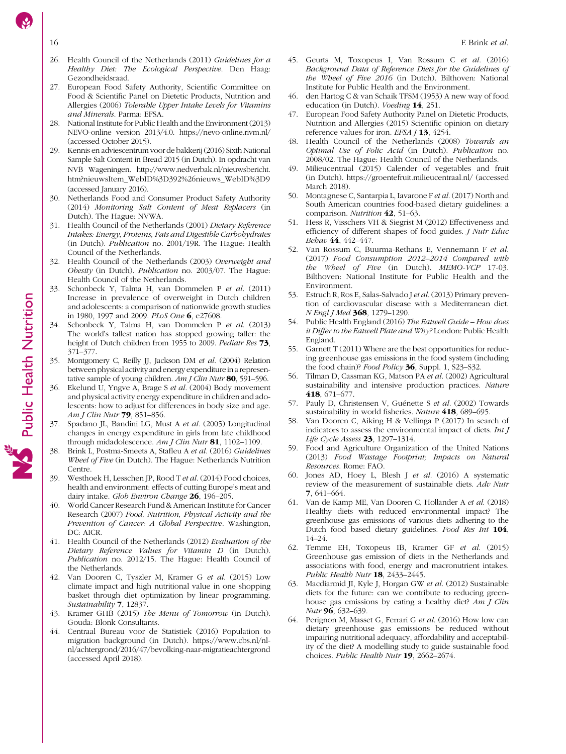26. Health Council of the Netherlands (2011) *Guidelines for a Healthy Diet: The Ecological Perspective*. Den Haag: Gezondheidsraad.
27. European Food Safety Authority, Scientific Committee on Food & Scientific Panel on Dietetic Products, Nutrition and Allergies (2006) *Tolerable Upper Intake Levels for Vitamins and Minerals*. Parma: EFSA.
28. National Institute for Public Health and the Environment (2013) NEVO-online version 2013/4.0. https://nevo-online.rivm.nl/ (accessed October 2015).
29. Kennis en adviescentrum voor de bakkerij (2016) Sixth National Sample Salt Content in Bread 2015 (in Dutch). In opdracht van NVB Wageningen. http://www.nedverbak.nl/nieuwsbericht.htm?nieuwsItem_WebID%3D392%26nieuws_WebID%3D9 (accessed January 2016).
30. Netherlands Food and Consumer Product Safety Authority (2014) *Monitoring Salt Content of Meat Replacers* (in Dutch). The Hague: NVWA.
31. Health Council of the Netherlands (2001) *Dietary Reference Intakes: Energy, Proteins, Fats and Digestible Carbohydrates* (in Dutch). *Publication* no. 2001/19R. The Hague: Health Council of the Netherlands.
32. Health Council of the Netherlands (2003) *Overweight and Obesity* (in Dutch). *Publication* no. 2003/07. The Hague: Health Council of the Netherlands.
33. Schonbeck Y, Talma H, van Dommelen P *et al.* (2011) Increase in prevalence of overweight in Dutch children and adolescents: a comparison of nationwide growth studies in 1980, 1997 and 2009. *PLoS One* **6**, e27608.
34. Schonbeck Y, Talma H, van Dommelen P *et al.* (2013) The world's tallest nation has stopped growing taller: the height of Dutch children from 1955 to 2009. *Pediatr Res* **73**, 371–377.
35. Montgomery C, Reilly JJ, Jackson DM *et al.* (2004) Relation between physical activity and energy expenditure in a representative sample of young children. *Am J Clin Nutr* **80**, 591–596.
36. Ekelund U, Yngve A, Brage S *et al.* (2004) Body movement and physical activity energy expenditure in children and adolescents: how to adjust for differences in body size and age. *Am J Clin Nutr* **79**, 851–856.
37. Spadano JL, Bandini LG, Must A *et al.* (2005) Longitudinal changes in energy expenditure in girls from late childhood through midadolescence. *Am J Clin Nutr* **81**, 1102–1109.
38. Brink L, Postma-Smeets A, Stafleu A *et al.* (2016) *Guidelines Wheel of Five* (in Dutch). The Hague: Netherlands Nutrition Centre.
39. Westhoek H, Lesschen JP, Rood T *et al.* (2014) Food choices, health and environment: effects of cutting Europe's meat and dairy intake. *Glob Environ Change* **26**, 196–205.
40. World Cancer Research Fund & American Institute for Cancer Research (2007) *Food, Nutrition, Physical Activity and the Prevention of Cancer: A Global Perspective*. Washington, DC: AICR.
41. Health Council of the Netherlands (2012) *Evaluation of the Dietary Reference Values for Vitamin D* (in Dutch). *Publication* no. 2012/15. The Hague: Health Council of the Netherlands.
42. Van Dooren C, Tyszler M, Kramer G *et al.* (2015) Low climate impact and high nutritional value in one shopping basket through diet optimization by linear programming. *Sustainability* **7**, 12837.
43. Kramer GHB (2015) *The Menu of Tomorrow* (in Dutch). Gouda: Blonk Consultants.
44. Centraal Bureau voor de Statistiek (2016) Population to migration background (in Dutch). https://www.cbs.nl/nl-nl/achtergrond/2016/47/bevolking-naar-migratieachtergrond (accessed April 2018).
45. Geurts M, Toxopeus I, Van Rossum C *et al.* (2016) *Background Data of Reference Diets for the Guidelines of the Wheel of Five 2016* (in Dutch). Bilthoven: National Institute for Public Health and the Environment.
46. den Hartog C & van Schaik TFSM (1953) A new way of food education (in Dutch). *Voeding* **14**, 251.
47. European Food Safety Authority Panel on Dietetic Products, Nutrition and Allergies (2015) Scientific opinion on dietary reference values for iron. *EFSA J* **13**, 4254.
48. Health Council of the Netherlands (2008) *Towards an Optimal Use of Folic Acid* (in Dutch). *Publication* no. 2008/02. The Hague: Health Council of the Netherlands.
49. Milieucentraal (2015) Calender of vegetables and fruit (in Dutch). https://groentefruit.milieucentraal.nl/ (accessed March 2018).
50. Montagnese C, Santarpia L, Iavarone F *et al.* (2017) North and South American countries food-based dietary guidelines: a comparison. *Nutrition* **42**, 51–63.
51. Hess R, Visschers VH & Siegrist M (2012) Effectiveness and efficiency of different shapes of food guides. *J Nutr Educ Behav* **44**, 442–447.
52. Van Rossum C, Buurma-Rethans E, Vennemann F *et al.* (2017) *Food Consumption 2012–2014 Compared with the Wheel of Five* (in Dutch). *MEMO-VCP* 17-03. Bilthoven: National Institute for Public Health and the Environment.
53. Estruch R, Ros E, Salas-Salvado J *et al.* (2013) Primary prevention of cardiovascular disease with a Mediterranean diet. *N Engl J Med* **368**, 1279–1290.
54. Public Health England (2016) *The Eatwell Guide – How does it Differ to the Eatwell Plate and Why?* London: Public Health England.
55. Garnett T (2011) Where are the best opportunities for reducing greenhouse gas emissions in the food system (including the food chain)? *Food Policy* **36**, Suppl. 1, S23–S32.
56. Tilman D, Cassman KG, Matson PA *et al.* (2002) Agricultural sustainability and intensive production practices. *Nature* **418**, 671–677.
57. Pauly D, Christensen V, Guénette S *et al.* (2002) Towards sustainability in world fisheries. *Nature* **418**, 689–695.
58. Van Dooren C, Aiking H & Vellinga P (2017) In search of indicators to assess the environmental impact of diets. *Int J Life Cycle Assess* **23**, 1297–1314.
59. Food and Agriculture Organization of the United Nations (2013) *Food Wastage Footprint; Impacts on Natural Resources*. Rome: FAO.
60. Jones AD, Hoey L, Blesh J *et al.* (2016) A systematic review of the measurement of sustainable diets. *Adv Nutr* **7**, 641–664.
61. Van de Kamp ME, Van Dooren C, Hollander A *et al.* (2018) Healthy diets with reduced environmental impact? The greenhouse gas emissions of various diets adhering to the Dutch food based dietary guidelines. *Food Res Int* **104**, 14–24.
62. Temme EH, Toxopeus IB, Kramer GF *et al.* (2015) Greenhouse gas emission of diets in the Netherlands and associations with food, energy and macronutrient intakes. *Public Health Nutr* **18**, 2433–2445.
63. Macdiarmid JI, Kyle J, Horgan GW *et al.* (2012) Sustainable diets for the future: can we contribute to reducing greenhouse gas emissions by eating a healthy diet? *Am J Clin Nutr* **96**, 632–639.
64. Perignon M, Masset G, Ferrari G *et al.* (2016) How low can dietary greenhouse gas emissions be reduced without impairing nutritional adequacy, affordability and acceptability of the diet? A modelling study to guide sustainable food choices. *Public Health Nutr* **19**, 2662–2674.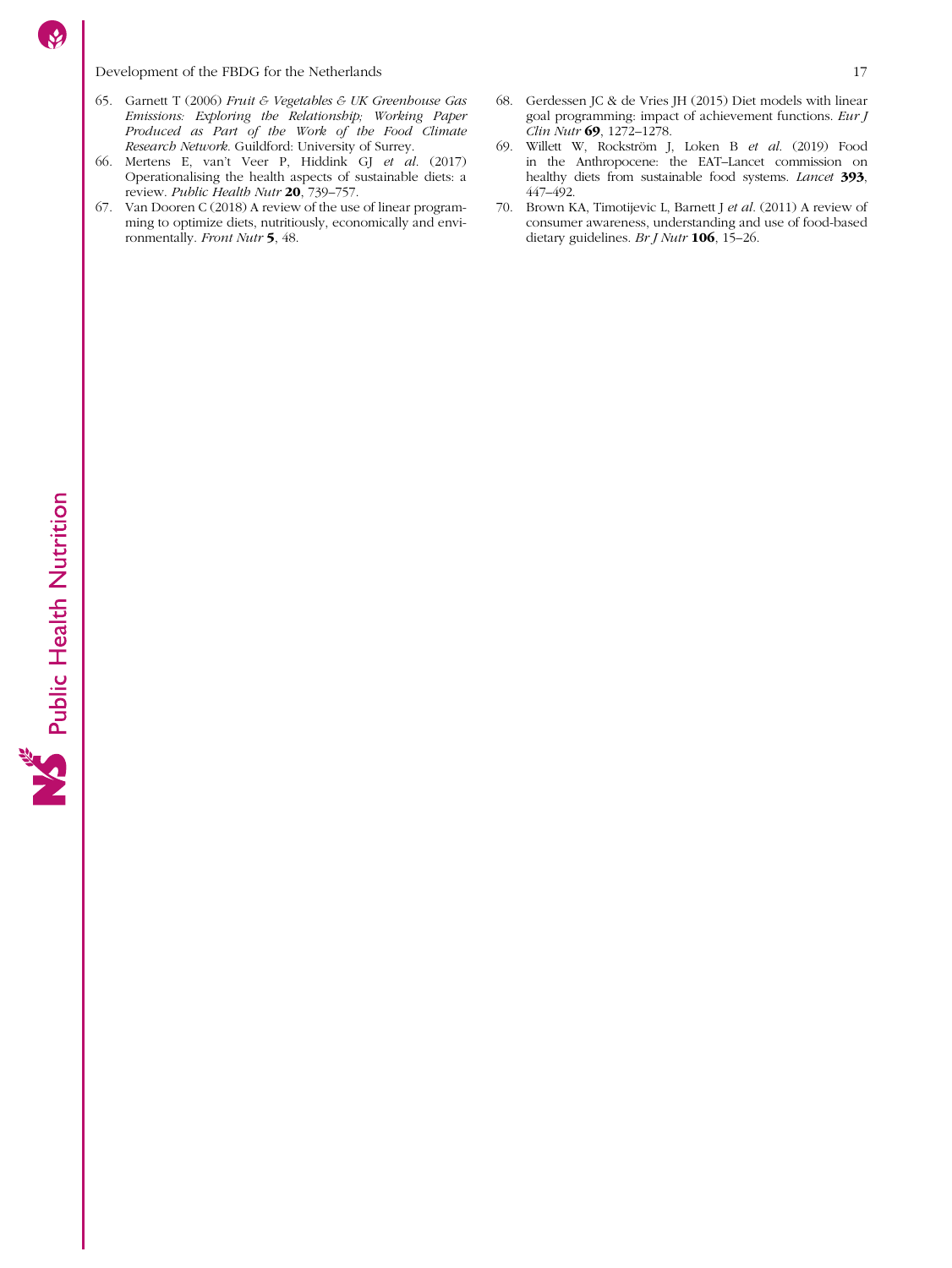65. Garnett T (2006) *Fruit & Vegetables & UK Greenhouse Gas Emissions: Exploring the Relationship; Working Paper Produced as Part of the Work of the Food Climate Research Network*. Guildford: University of Surrey.
66. Mertens E, van't Veer P, Hiddink GJ *et al.* (2017) Operationalising the health aspects of sustainable diets: a review. *Public Health Nutr* **20**, 739–757.
67. Van Dooren C (2018) A review of the use of linear programming to optimize diets, nutritiously, economically and environmentally. *Front Nutr* **5**, 48.
68. Gerdessen JC & de Vries JH (2015) Diet models with linear goal programming: impact of achievement functions. *Eur J Clin Nutr* **69**, 1272–1278.
69. Willett W, Rockström J, Loken B *et al.* (2019) Food in the Anthropocene: the EAT–Lancet commission on healthy diets from sustainable food systems. *Lancet* **393**, 447–492.
70. Brown KA, Timotijevic L, Barnett J *et al.* (2011) A review of consumer awareness, understanding and use of food-based dietary guidelines. *Br J Nutr* **106**, 15–26.